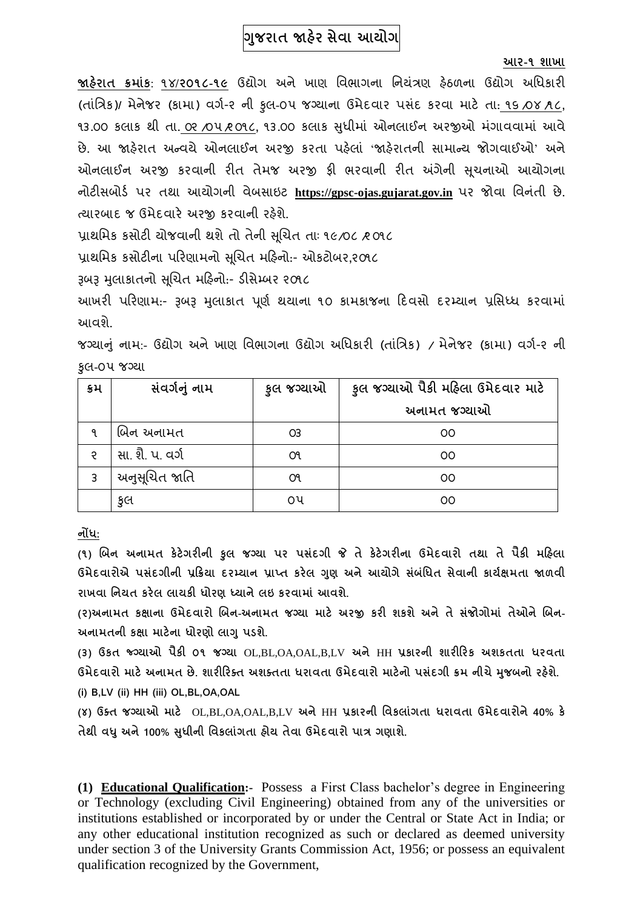# ગુજરાત જાહેર સેવા આયોગ

**આર-૧ શાખા**

**જાહેરાત ક્રમાંક**: ૧૪/૨૦૧૮-૧૯ ઉદ્યોગ અને ખાણ વિભાગના નિયંત્રણ હેઠળના ઉદ્યોગ અધિકારી (તાંત્રિક)/ મેનેજર (કામા) વર્ગ-૨ ની કુલ-૦૫ જગ્યાના ઉમેદવાર પસંદ કરવા માટે તા: ૧૬/૦૪/૨૦૧૮, ૧૩.૦૦ કલાક થી તા. ૦૨/૦૫/૨૦૧૮, ૧૩.૦૦ કલાક સુધીમાં ઓનલાઈન અરજીઓ મંગાવવામાં આવે છે. આ જાહેરાત અન્વયે ઓનલાઈન અરજી કરતા પહેલાં 'જાહેરાતની સામાન્ય જોગવાઈઓ' અને ઓનલાઈન અરજી કરવાની રીત તેમજ અરજી ફી ભરવાની રીત અંગેની સૂચનાઓ આયોગના નોટીસબોર્ડ પર તથા આયોગની વેબસાઇટ **https://gpsc-ojas.gujarat.gov.in** પર જોવા વિનંતી છે. ત્યારબાદ જ ઉમેદવારે અરજી કરવાની રહેશે.

પ્રાથમિક કસોટી યોજવાની થશે તો તેની સૂચિત તાઃ ૧૯/૦૮/૨૦૧૮

પ્રાથમિક કસોટીના પરિણામનો સૂચિત મહિનો:- ઓકટોબર,૨૦૧૮

રૂબરૂ મુલાકાતનો સૂચિત મહિનો:- ડીસેમ્બર ૨૦૧૮

આખરી પરિણામ:- રૂબરૂ મુલાકાત પૂર્ણ થયાના ૧૦ કામકાજના દિવસો દરમ્યાન પ્રસિધ્ધ કરવામાં આવશે.

જગ્યાનું નામ:- ઉદ્યોગ અને ખાણ વિભાગના ઉદ્યોગ અધિકારી (તાંત્રિક) / મેનેજર (કામા) વર્ગ-૨ ની કુલ-૦૫ જગ્યા

| ક્રમ | સંવર્ગનું નામ | કુલ જગ્યાઓ | કુલ જગ્યાઓ પૈકી મહિલા ઉમેદવાર માટે અનામત જગ્યાઓ |
|---|---|---|---|
| ૧ | બિન અનામત | ૦૩ | ૦૦ |
| ૨ | સા. શૈ. પ. વર્ગ | ૦૧ | ૦૦ |
| ૩ | અનુસૂચિત જાતિ | ૦૧ | ૦૦ |
| | કુલ | ૦૫ | ૦૦ |

**નોંધ:**

**(૧) બિન અનામત કેટેગરીની કુલ જગ્યા પર પસંદગી જે તે કેટેગરીના ઉમેદવારો તથા તે પૈકી મહિલા ઉમેદવારોએ પસંદગીની પ્રક્રિયા દરમ્યાન પ્રાપ્ત કરેલ ગુણ અને આયોગે સંબંધિત સેવાની કાર્યક્ષમતા જાળવી રાખવા નિયત કરેલ લાયકી ધોરણ ધ્યાને લઇ કરવામાં આવશે.**

**(૨)અનામત કક્ષાના ઉમેદવારો બિન-અનામત જગ્યા માટે અરજી કરી શકશે અને તે સંજોગોમાં તેઓને બિન-અનામતની કક્ષા માટેના ધોરણો લાગુ પડશે.**

**(૩) ઉકત જગ્યાઓ પૈકી ૦૧ જગ્યા OL,BL,OA,OAL,B,LV અને HH પ્રકારની શારીરિક અશકતતા ધરવતા ઉમેદવારો માટે અનામત છે. શારીરિક્ત અશક્તતા ધરાવતા ઉમેદવારો માટેનો પસંદગી ક્રમ નીચે મુજબનો રહેશે.**

**(i) B,LV (ii) HH (iii) OL,BL,OA,OAL**

**(૪) ઉક્ત જગ્યાઓ માટે OL,BL,OA,OAL,B,LV અને HH પ્રકારની વિકલાંગતા ધરાવતા ઉમેદવારોને 40% કે તેથી વધુ અને 100% સુધીની વિકલાંગતા હોય તેવા ઉમેદવારો પાત્ર ગણાશે.**

**(1) <u>Educational Qualification</u>:-** Possess a First Class bachelor's degree in Engineering or Technology (excluding Civil Engineering) obtained from any of the universities or institutions established or incorporated by or under the Central or State Act in India; or any other educational institution recognized as such or declared as deemed university under section 3 of the University Grants Commission Act, 1956; or possess an equivalent qualification recognized by the Government,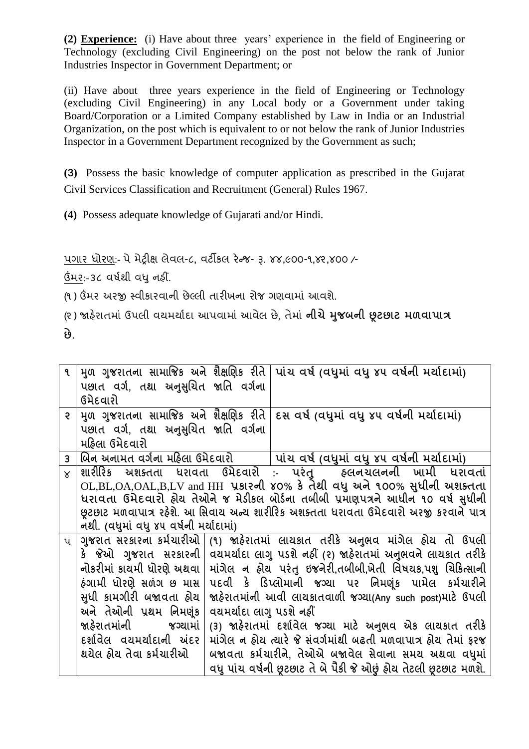**(2) Experience:** (i) Have about three years' experience in the field of Engineering or Technology (excluding Civil Engineering) on the post not below the rank of Junior Industries Inspector in Government Department; or

(ii) Have about three years experience in the field of Engineering or Technology (excluding Civil Engineering) in any Local body or a Government under taking Board/Corporation or a Limited Company established by Law in India or an Industrial Organization, on the post which is equivalent to or not below the rank of Junior Industries Inspector in a Government Department recognized by the Government as such;

**(3)** Possess the basic knowledge of computer application as prescribed in the Gujarat Civil Services Classification and Recruitment (General) Rules 1967.

**(4)** Possess adequate knowledge of Gujarati and/or Hindi.

પગાર ધોરણ:- પે મેટ્રીક્ષ લેવલ-૮, વર્ટીકલ રેન્જ- રૂ. ૪૪,૯૦૦-૧,૪૨,૪૦૦ /-

ઉંમર:-૩૮ વર્ષથી વધુ નહીં.

(૧) ઉંમર અરજી સ્વીકારવાની છેલ્લી તારીખના રોજ ગણવામાં આવશે.

(૨) જાહેરાતમાં ઉપલી વયમર્યાદા આપવામાં આવેલ છે, તેમાં **નીચે મુજબની છૂટછાટ મળવાપાત્ર છે**.

| | | |
|---|---|---|
| ૧ | મુળ ગુજરાતના સામાજિક અને શૈક્ષણિક રીતે પછાત વર્ગ, તથા અનુસુચિત જાતિ વર્ગના ઉમેદવારો | પાંચ વર્ષ (વધુમાં વધુ ૪૫ વર્ષની મર્યાદામાં) |
| ૨ | મુળ ગુજરાતના સામાજિક અને શૈક્ષણિક રીતે પછાત વર્ગ, તથા અનુસુચિત જાતિ વર્ગના મહિલા ઉમેદવારો | દસ વર્ષ (વધુમાં વધુ ૪૫ વર્ષની મર્યાદામાં) |
| ૩ | બિન અનામત વર્ગના મહિલા ઉમેદવારો | પાંચ વર્ષ (વધુમાં વધુ ૪૫ વર્ષની મર્યાદામાં) |
| ૪ | શારીરિક અશક્તતા ધરાવતા ઉમેદવારો :- પરંતુ હલનચલનની ખામી ધરાવતાં OL,BL,OA,OAL,B,LV and HH **પ્રકારની ૪૦% કે તેથી વધુ અને ૧૦૦% સુધીની અશક્તતા ધરાવતા ઉમેદવારો હોય તેઓને જ મેડીકલ બોર્ડના તબીબી પ્રમાણપત્રને આધીન ૧૦ વર્ષ સુધીની છૂટછાટ મળવાપાત્ર રહેશે. આ સિવાય અન્ય શારીરિક અશક્તતા ધરાવતા ઉમેદવારો અરજી કરવાને પાત્ર નથી. (વધુમાં વધુ ૪૫ વર્ષની મર્યાદામાં)** | |
| ૫ | ગુજરાત સરકારના કર્મચારીઓ કે જેઓ ગુજરાત સરકારની નોકરીમાં કાયમી ધોરણે અથવા હંગામી ધોરણે સળંગ છ માસ સુધી કામગીરી બજાવતા હોય અને તેઓની પ્રથમ નિમણૂંક જાહેરાતમાંની જગ્યામાં દર્શાવેલ વયમર્યાદાની અંદર થયેલ હોય તેવા કર્મચારીઓ | (૧) જાહેરાતમાં લાયકાત તરીકે અનુભવ માંગેલ હોય તો ઉપલી વયમર્યાદા લાગુ પડશે નહીં (૨) જાહેરાતમાં અનુભવને લાયકાત તરીકે માંગેલ ન હોય પરંતુ ઇજનેરી,તબીબી,ખેતી વિષયક,પશુ ચિકિત્સાની પદવી કે ડિપ્લોમાની જગ્યા પર નિમણૂંક પામેલ કર્મચારીને જાહેરાતમાંની આવી લાયકાતવાળી જગ્યા(Any such post)માટે ઉપલી વયમર્યાદા લાગુ પડશે નહીં (૩) જાહેરાતમાં દર્શાવેલ જગ્યા માટે અનુભવ એક લાયકાત તરીકે માંગેલ ન હોય ત્યારે જે સંવર્ગમાંથી બઢતી મળવાપાત્ર હોય તેમાં ફરજ બજાવતા કર્મચારીને, તેઓએ બજાવેલ સેવાના સમય અથવા વધુમાં વધુ પાંચ વર્ષની છૂટછાટ તે બે પૈકી જે ઓછું હોય તેટલી છૂટછાટ મળશે. |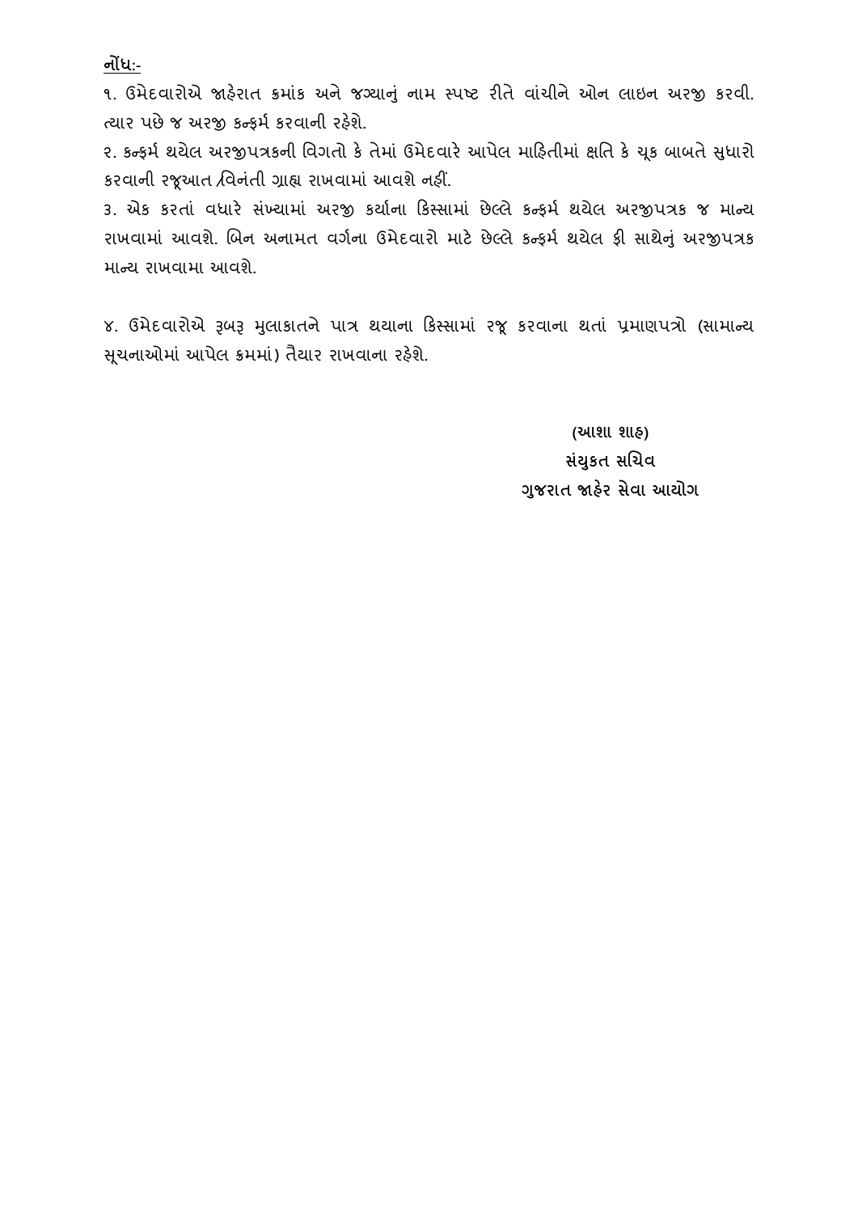<u>**નોંધ:-**</u>

૧. ઉમેદવારોએ જાહેરાત ક્રમાંક અને જગ્યાનું નામ સ્પષ્ટ રીતે વાંચીને ઓન લાઇન અરજી કરવી. ત્યાર પછે જ અરજી કન્ફર્મ કરવાની રહેશે.

૨. કન્ફર્મ થયેલ અરજીપત્રકની વિગતો કે તેમાં ઉમેદવારે આપેલ માહિતીમાં ક્ષતિ કે ચૂક બાબતે સુધારો કરવાની રજૂઆત /વિનંતી ગ્રાહ્ય રાખવામાં આવશે નહીં.

૩. એક કરતાં વધારે સંખ્યામાં અરજી કર્યાના કિસ્સામાં છેલ્લે કન્ફર્મ થયેલ અરજીપત્રક જ માન્ય રાખવામાં આવશે. બિન અનામત વર્ગના ઉમેદવારો માટે છેલ્લે કન્ફર્મ થયેલ ફી સાથેનું અરજીપત્રક માન્ય રાખવામા આવશે.

૪. ઉમેદવારોએ રૂબરૂ મુલાકાતને પાત્ર થયાના કિસ્સામાં રજૂ કરવાના થતાં પ્રમાણપત્રો (સામાન્ય સૂચનાઓમાં આપેલ ક્રમમાં) તૈયાર રાખવાના રહેશે.

**(આશા શાહ)**
**સંયુકત સચિવ**
**ગુજરાત જાહેર સેવા આયોગ**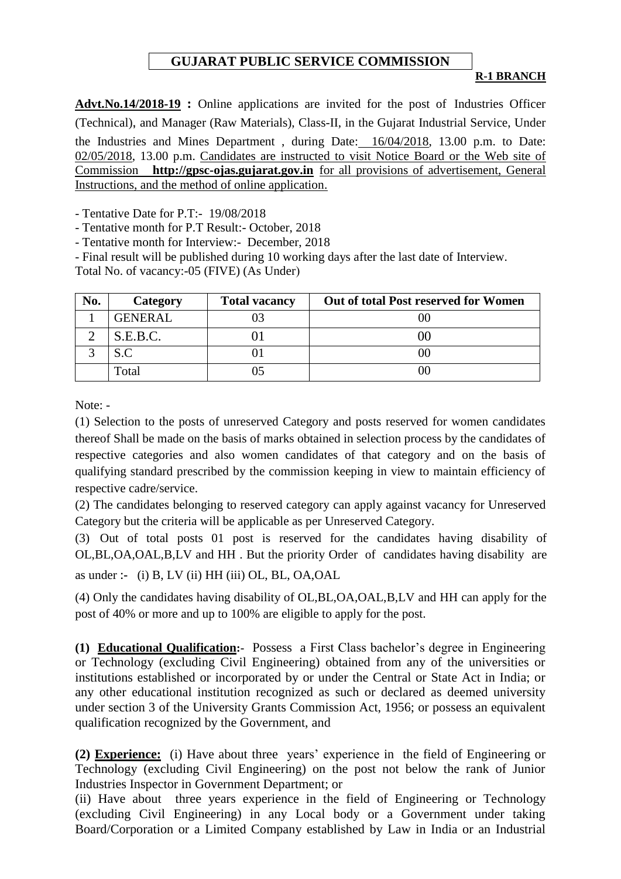# GUJARAT PUBLIC SERVICE COMMISSION

**R-1 BRANCH**

**Advt.No.14/2018-19 :** Online applications are invited for the post of Industries Officer (Technical), and Manager (Raw Materials), Class-II, in the Gujarat Industrial Service, Under the Industries and Mines Department , during Date: 16/04/2018, 13.00 p.m. to Date: 02/05/2018, 13.00 p.m. Candidates are instructed to visit Notice Board or the Web site of Commission **http://gpsc-ojas.gujarat.gov.in** for all provisions of advertisement, General Instructions, and the method of online application.

- Tentative Date for P.T:- 19/08/2018
- Tentative month for P.T Result:- October, 2018
- Tentative month for Interview:- December, 2018
- Final result will be published during 10 working days after the last date of Interview.

Total No. of vacancy:-05 (FIVE) (As Under)

| No. | Category | Total vacancy | Out of total Post reserved for Women |
|---|---|---|---|
| 1 | GENERAL | 03 | 00 |
| 2 | S.E.B.C. | 01 | 00 |
| 3 | S.C | 01 | 00 |
|  | Total | 05 | 00 |

Note: -

(1) Selection to the posts of unreserved Category and posts reserved for women candidates thereof Shall be made on the basis of marks obtained in selection process by the candidates of respective categories and also women candidates of that category and on the basis of qualifying standard prescribed by the commission keeping in view to maintain efficiency of respective cadre/service.

(2) The candidates belonging to reserved category can apply against vacancy for Unreserved Category but the criteria will be applicable as per Unreserved Category.

(3) Out of total posts 01 post is reserved for the candidates having disability of OL,BL,OA,OAL,B,LV and HH . But the priority Order of candidates having disability are as under :- (i) B, LV (ii) HH (iii) OL, BL, OA,OAL

(4) Only the candidates having disability of OL,BL,OA,OAL,B,LV and HH can apply for the post of 40% or more and up to 100% are eligible to apply for the post.

**(1) Educational Qualification:**- Possess a First Class bachelor's degree in Engineering or Technology (excluding Civil Engineering) obtained from any of the universities or institutions established or incorporated by or under the Central or State Act in India; or any other educational institution recognized as such or declared as deemed university under section 3 of the University Grants Commission Act, 1956; or possess an equivalent qualification recognized by the Government, and

**(2) Experience:** (i) Have about three years' experience in the field of Engineering or Technology (excluding Civil Engineering) on the post not below the rank of Junior Industries Inspector in Government Department; or

(ii) Have about three years experience in the field of Engineering or Technology (excluding Civil Engineering) in any Local body or a Government under taking Board/Corporation or a Limited Company established by Law in India or an Industrial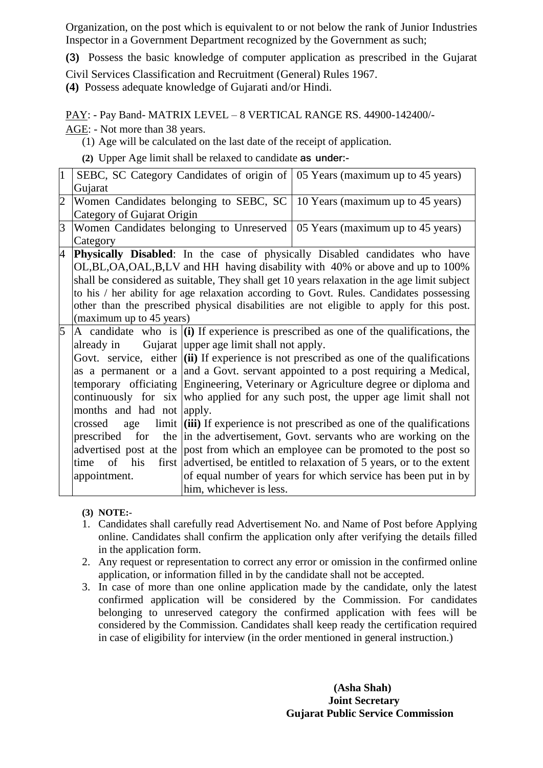Organization, on the post which is equivalent to or not below the rank of Junior Industries Inspector in a Government Department recognized by the Government as such;

**(3)** Possess the basic knowledge of computer application as prescribed in the Gujarat Civil Services Classification and Recruitment (General) Rules 1967.

**(4)** Possess adequate knowledge of Gujarati and/or Hindi.

PAY: - Pay Band- MATRIX LEVEL – 8 VERTICAL RANGE RS. 44900-142400/-

AGE: - Not more than 38 years.

(1) Age will be calculated on the last date of the receipt of application.

**(2)** Upper Age limit shall be relaxed to candidate as under:-

| | | |
|---|---|---|
| 1 | SEBC, SC Category Candidates of origin of Gujarat | 05 Years (maximum up to 45 years) |
| 2 | Women Candidates belonging to SEBC, SC Category of Gujarat Origin | 10 Years (maximum up to 45 years) |
| 3 | Women Candidates belonging to Unreserved Category | 05 Years (maximum up to 45 years) |
| 4 | **Physically Disabled**: In the case of physically Disabled candidates who have OL,BL,OA,OAL,B,LV and HH having disability with 40% or above and up to 100% shall be considered as suitable, They shall get 10 years relaxation in the age limit subject to his / her ability for age relaxation according to Govt. Rules. Candidates possessing other than the prescribed physical disabilities are not eligible to apply for this post. (maximum up to 45 years) | |
| 5 | A candidate who is already in Gujarat Govt. service, either as a permanent or a temporary officiating continuously for six months and had not crossed age limit prescribed for the advertised post at the time of his first appointment. | **(i)** If experience is prescribed as one of the qualifications, the upper age limit shall not apply.<br>**(ii)** If experience is not prescribed as one of the qualifications and a Govt. servant appointed to a post requiring a Medical, Engineering, Veterinary or Agriculture degree or diploma and who applied for any such post, the upper age limit shall not apply.<br>**(iii)** If experience is not prescribed as one of the qualifications in the advertisement, Govt. servants who are working on the post from which an employee can be promoted to the post so advertised, be entitled to relaxation of 5 years, or to the extent of equal number of years for which service has been put in by him, whichever is less. |

**(3) NOTE:-**

1. Candidates shall carefully read Advertisement No. and Name of Post before Applying online. Candidates shall confirm the application only after verifying the details filled in the application form.
2. Any request or representation to correct any error or omission in the confirmed online application, or information filled in by the candidate shall not be accepted.
3. In case of more than one online application made by the candidate, only the latest confirmed application will be considered by the Commission. For candidates belonging to unreserved category the confirmed application with fees will be considered by the Commission. Candidates shall keep ready the certification required in case of eligibility for interview (in the order mentioned in general instruction.)

**(Asha Shah)**
**Joint Secretary**
**Gujarat Public Service Commission**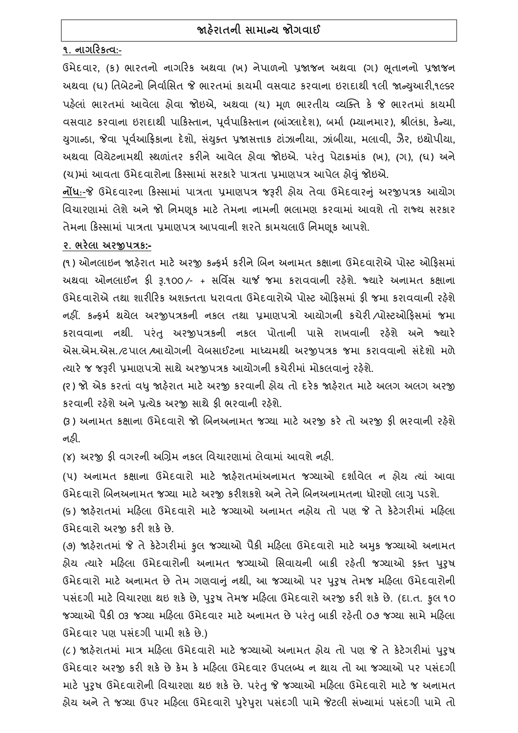## જાહેરાતની સામાન્ય જોગવાઈ

**૧. નાગરિકત્વ:-**

ઉમેદવાર, (ક) ભારતનો નાગરિક અથવા (ખ) નેપાળનો પ્રજાજન અથવા (ગ) ભૂતાનનો પ્રજાજન અથવા (ઘ) તિબેટનો નિર્વાસિત જે ભારતમાં કાયમી વસવાટ કરવાના ઇરાદાથી ૧લી જાન્યુઆરી,૧૯૬૨ પહેલાં ભારતમાં આવેલા હોવા જોઇએ, અથવા (ચ) મૂળ ભારતીય વ્યક્તિ કે જે ભારતમાં કાયમી વસવાટ કરવાના ઇરાદાથી પાકિસ્તાન, પૂર્વપાકિસ્તાન (બાંગ્લાદેશ), બર્મા (મ્યાનમાર), શ્રીલંકા, કેન્યા, યુગાન્ડા, જેવા પૂર્વઆફ્રિકાના દેશો, સંયુક્ત પ્રજાસત્તાક ટાંઝાનીયા, ઝાંબીયા, મલાવી, ઝૈર, ઇથોપીયા, અથવા વિયેટનામથી સ્થળાંતર કરીને આવેલ હોવા જોઇએ. પરંતુ પેટાક્રમાંક (ખ), (ગ), (ઘ) અને (ચ)માં આવતા ઉમેદવારોના કિસ્સામાં સરકારે પાત્રતા પ્રમાણપત્ર આપેલ હોવું જોઇએ.

**નોંધ:-**જે ઉમેદવારના કિસ્સામાં પાત્રતા પ્રમાણપત્ર જરૂરી હોય તેવા ઉમેદવારનું અરજીપત્રક આયોગ વિચારણામાં લેશે અને જો નિમણૂક માટે તેમના નામની ભલામણ કરવામાં આવશે તો રાજ્ય સરકાર તેમના કિસ્સામાં પાત્રતા પ્રમાણપત્ર આપવાની શરતે કામચલાઉ નિમણૂક આપશે.

**૨. ભરેલા અરજીપત્રક:-**

(૧) ઓનલાઇન જાહેરાત માટે અરજી કન્ફર્મ કરીને બિન અનામત કક્ષાના ઉમેદવારોએ પોસ્ટ ઓફિસમાં અથવા ઓનલાઈન ફી રૂ.૧૦૦/- + સર્વિસ ચાર્જ જમા કરાવવાની રહેશે. જ્યારે અનામત કક્ષાના ઉમેદવારોએ તથા શારીરિક અશક્તતા ધરાવતા ઉમેદવારોએ પોસ્ટ ઓફિસમાં ફી જમા કરાવવાની રહેશે નહીં. કન્ફર્મ થયેલ અરજીપત્રકની નકલ તથા પ્રમાણપત્રો આયોગની કચેરી/પોસ્ટઓફિસમાં જમા કરાવવાના નથી. પરંતુ અરજીપત્રકની નકલ પોતાની પાસે રાખવાની રહેશે અને જ્યારે એસ.એમ.એસ./ટપાલ/આયોગની વેબસાઈટના માધ્યમથી અરજીપત્રક જમા કરાવવાનો સંદેશો મળે ત્યારે જ જરૂરી પ્રમાણપત્રો સાથે અરજીપત્રક આયોગની કચેરીમાં મોકલવાનું રહેશે.

(૨) જો એક કરતાં વધુ જાહેરાત માટે અરજી કરવાની હોય તો દરેક જાહેરાત માટે અલગ અલગ અરજી કરવાની રહેશે અને પ્રત્યેક અરજી સાથે ફી ભરવાની રહેશે.

(૩) અનામત કક્ષાના ઉમેદવારો જો બિનઅનામત જગ્યા માટે અરજી કરે તો અરજી ફી ભરવાની રહેશે નહી.

(૪) અરજી ફી વગરની અગ્રિમ નકલ વિચારણામાં લેવામાં આવશે નહી.

(૫) અનામત કક્ષાના ઉમેદવારો માટે જાહેરાતમાંઅનામત જગ્યાઓ દર્શાવેલ ન હોય ત્યાં આવા ઉમેદવારો બિનઅનામત જગ્યા માટે અરજી કરીશકશે અને તેને બિનઅનામતના ધોરણો લાગુ પડશે.

(૬) જાહેરાતમાં મહિલા ઉમેદવારો માટે જગ્યાઓ અનામત નહોય તો પણ જે તે કેટેગરીમાં મહિલા ઉમેદવારો અરજી કરી શકે છે.

(૭) જાહેરાતમાં જે તે કેટેગરીમાં કુલ જગ્યાઓ પૈકી મહિલા ઉમેદવારો માટે અમુક જગ્યાઓ અનામત હોય ત્યારે મહિલા ઉમેદવારોની અનામત જગ્યાઓ સિવાયની બાકી રહેતી જગ્યાઓ ફક્ત પુરૂષ ઉમેદવારો માટે અનામત છે તેમ ગણવાનું નથી, આ જગ્યાઓ પર પુરૂષ તેમજ મહિલા ઉમેદવારોની પસંદગી માટે વિચારણા થઇ શકે છે, પુરૂષ તેમજ મહિલા ઉમેદવારો અરજી કરી શકે છે. (દા.ત. કુલ ૧૦ જગ્યાઓ પૈકી ૦૩ જગ્યા મહિલા ઉમેદવાર માટે અનામત છે પરંતુ બાકી રહેતી ૦૭ જગ્યા સામે મહિલા ઉમેદવાર પણ પસંદગી પામી શકે છે.)

(૮) જાહેરાતમાં માત્ર મહિલા ઉમેદવારો માટે જગ્યાઓ અનામત હોય તો પણ જે તે કેટેગરીમાં પુરૂષ ઉમેદવાર અરજી કરી શકે છે કેમ કે મહિલા ઉમેદવાર ઉપલબ્ધ ન થાય તો આ જગ્યાઓ પર પસંદગી માટે પુરૂષ ઉમેદવારોની વિચારણા થઇ શકે છે. પરંતુ જે જગ્યાઓ મહિલા ઉમેદવારો માટે જ અનામત હોય અને તે જગ્યા ઉપર મહિલા ઉમેદવારો પુરેપુરા પસંદગી પામે જેટલી સંખ્યામાં પસંદગી પામે તો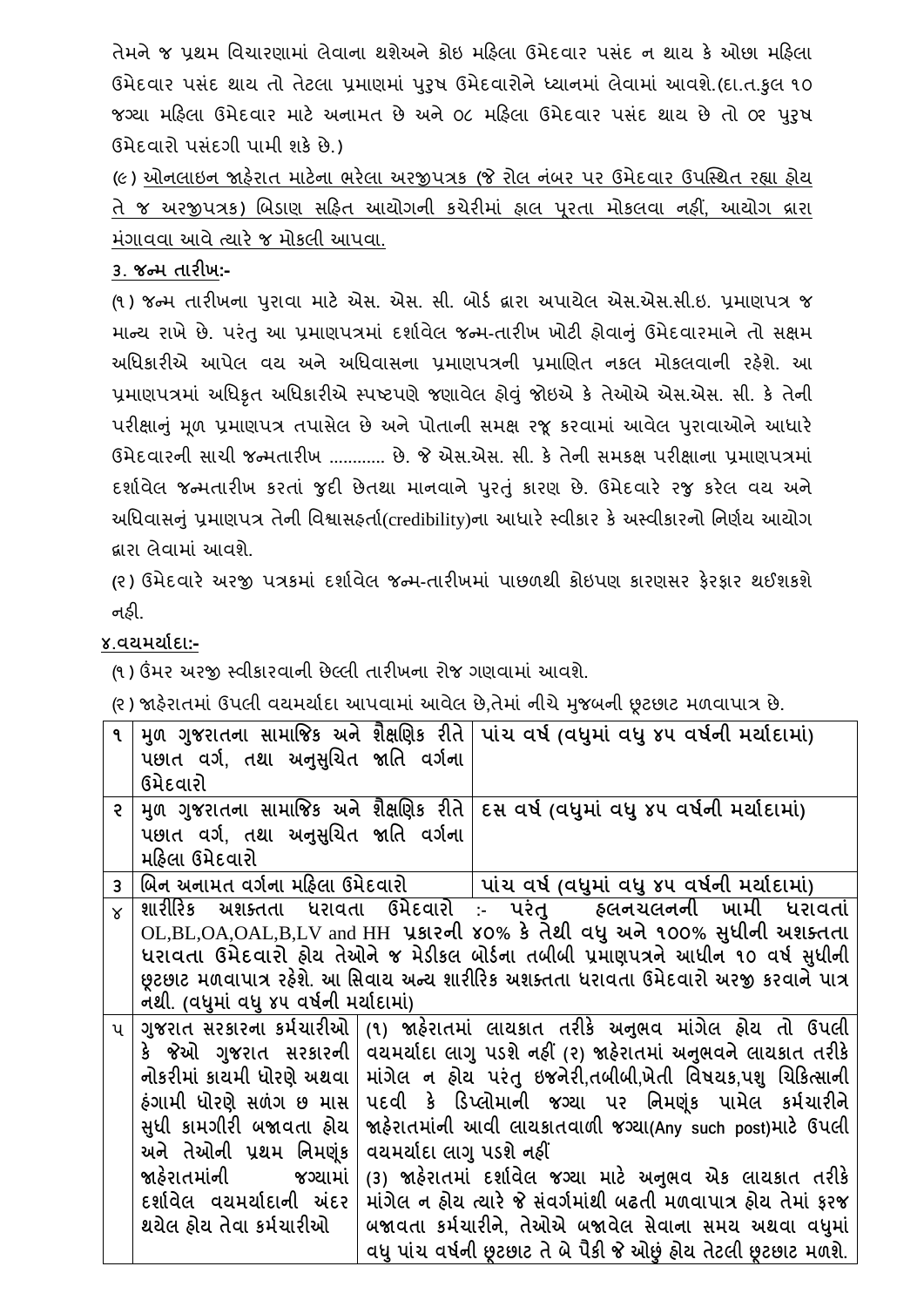તેમને જ પ્રથમ વિચારણામાં લેવાના થશેઅને કોઇ મહિલા ઉમેદવાર પસંદ ન થાય કે ઓછા મહિલા ઉમેદવાર પસંદ થાય તો તેટલા પ્રમાણમાં પુરૂષ ઉમેદવારોને ધ્યાનમાં લેવામાં આવશે.(દા.ત.કુલ ૧૦ જગ્યા મહિલા ઉમેદવાર માટે અનામત છે અને ૦૮ મહિલા ઉમેદવાર પસંદ થાય છે તો ૦૨ પુરૂષ ઉમેદવારો પસંદગી પામી શકે છે.)

(૯) <u>ઓનલાઇન જાહેરાત માટેના ભરેલા અરજીપત્રક (જે રોલ નંબર પર ઉમેદવાર ઉપસ્થિત રહ્યા હોય તે જ અરજીપત્રક) બિડાણ સહિત આયોગની કચેરીમાં હાલ પૂરતા મોકલવા નહીં, આયોગ દ્વારા મંગાવવા આવે ત્યારે જ મોકલી આપવા.</u>

**૩. જન્મ તારીખ:-**

(૧) જન્મ તારીખના પુરાવા માટે એસ. એસ. સી. બોર્ડ દ્વારા અપાયેલ એસ.એસ.સી.ઇ. પ્રમાણપત્ર જ માન્ય રાખે છે. પરંતુ આ પ્રમાણપત્રમાં દર્શાવેલ જન્મ-તારીખ ખોટી હોવાનું ઉમેદવારમાને તો સક્ષમ અધિકારીએ આપેલ વય અને અધિવાસના પ્રમાણપત્રની પ્રમાણિત નકલ મોકલવાની રહેશે. આ પ્રમાણપત્રમાં અધિકૃત અધિકારીએ સ્પષ્ટપણે જણાવેલ હોવું જોઇએ કે તેઓએ એસ.એસ. સી. કે તેની પરીક્ષાનું મૂળ પ્રમાણપત્ર તપાસેલ છે અને પોતાની સમક્ષ રજૂ કરવામાં આવેલ પુરાવાઓને આધારે ઉમેદવારની સાચી જન્મતારીખ ........... છે. જે એસ.એસ. સી. કે તેની સમકક્ષ પરીક્ષાના પ્રમાણપત્રમાં દર્શાવેલ જન્મતારીખ કરતાં જુદી છેતથા માનવાને પુરતું કારણ છે. ઉમેદવારે રજુ કરેલ વય અને અધિવાસનું પ્રમાણપત્ર તેની વિશ્વાસહર્તા(credibility)ના આધારે સ્વીકાર કે અસ્વીકારનો નિર્ણય આયોગ દ્વારા લેવામાં આવશે.

(૨) ઉમેદવારે અરજી પત્રકમાં દર્શાવેલ જન્મ-તારીખમાં પાછળથી કોઇપણ કારણસર ફેરફાર થઈશકશે નહી.

**૪.વયમર્યાદા:-**

(૧) ઉંમર અરજી સ્વીકારવાની છેલ્લી તારીખના રોજ ગણવામાં આવશે.

(૨) જાહેરાતમાં ઉપલી વયમર્યાદા આપવામાં આવેલ છે,તેમાં નીચે મુજબની છૂટછાટ મળવાપાત્ર છે.

| ક્રમ | વર્ગ | છૂટછાટ |
|---|---|---|
| ૧ | **મુળ ગુજરાતના સામાજિક અને શૈક્ષણિક રીતે પછાત વર્ગ, તથા અનુસુચિત જાતિ વર્ગના ઉમેદવારો** | **પાંચ વર્ષ (વધુમાં વધુ ૪૫ વર્ષની મર્યાદામાં)** |
| ૨ | **મુળ ગુજરાતના સામાજિક અને શૈક્ષણિક રીતે પછાત વર્ગ, તથા અનુસુચિત જાતિ વર્ગના મહિલા ઉમેદવારો** | **દસ વર્ષ (વધુમાં વધુ ૪૫ વર્ષની મર્યાદામાં)** |
| ૩ | **બિન અનામત વર્ગના મહિલા ઉમેદવારો** | **પાંચ વર્ષ (વધુમાં વધુ ૪૫ વર્ષની મર્યાદામાં)** |
| ૪ | **શારીરિક અશક્તતા ધરાવતા ઉમેદવારો :- પરંતુ હલનચલનની ખામી ધરાવતાં OL,BL,OA,OAL,B,LV and HH પ્રકારની ૪૦% કે તેથી વધુ અને ૧૦૦% સુધીની અશક્તતા ધરાવતા ઉમેદવારો હોય તેઓને જ મેડીકલ બોર્ડના તબીબી પ્રમાણપત્રને આધીન ૧૦ વર્ષ સુધીની છૂટછાટ મળવાપાત્ર રહેશે. આ સિવાય અન્ય શારીરિક અશક્તતા ધરાવતા ઉમેદવારો અરજી કરવાને પાત્ર નથી. (વધુમાં વધુ ૪૫ વર્ષની મર્યાદામાં)** | |
| ૫ | ગુજરાત સરકારના કર્મચારીઓ કે જેઓ ગુજરાત સરકારની નોકરીમાં કાયમી ધોરણે અથવા હંગામી ધોરણે સળંગ છ માસ સુધી કામગીરી બજાવતા હોય અને તેઓની પ્રથમ નિમણૂંક જાહેરાતમાંની જગ્યામાં દર્શાવેલ વયમર્યાદાની અંદર થયેલ હોય તેવા કર્મચારીઓ | (૧) જાહેરાતમાં લાયકાત તરીકે અનુભવ માંગેલ હોય તો ઉપલી વયમર્યાદા લાગુ પડશે નહીં (૨) જાહેરાતમાં અનુભવને લાયકાત તરીકે માંગેલ ન હોય પરંતુ ઇજનેરી,તબીબી,ખેતી વિષયક,પશુ ચિકિત્સાની પદવી કે ડિપ્લોમાની જગ્યા પર નિમણૂંક પામેલ કર્મચારીને જાહેરાતમાંની આવી લાયકાતવાળી જગ્યા(Any such post)માટે ઉપલી વયમર્યાદા લાગુ પડશે નહીં (૩) જાહેરાતમાં દર્શાવેલ જગ્યા માટે અનુભવ એક લાયકાત તરીકે માંગેલ ન હોય ત્યારે જે સંવર્ગમાંથી બઢતી મળવાપાત્ર હોય તેમાં ફરજ બજાવતા કર્મચારીને, તેઓએ બજાવેલ સેવાના સમય અથવા વધુમાં વધુ પાંચ વર્ષની છૂટછાટ તે બે પૈકી જે ઓછું હોય તેટલી છૂટછાટ મળશે. |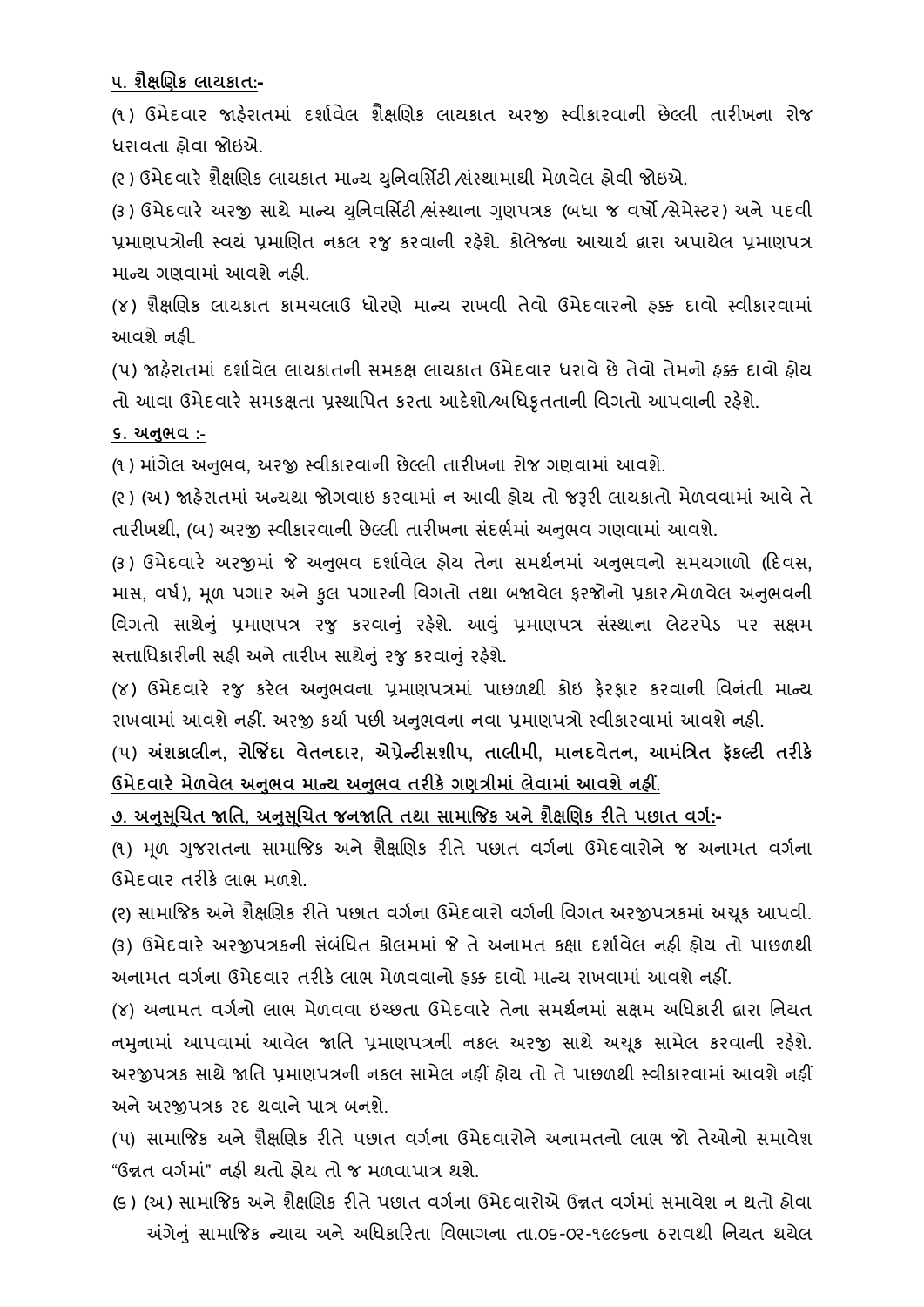**૫. શૈક્ષણિક લાયકાત:-**

(૧) ઉમેદવાર જાહેરાતમાં દર્શાવેલ શૈક્ષણિક લાયકાત અરજી સ્વીકારવાની છેલ્લી તારીખના રોજ ધરાવતા હોવા જોઇએ.

(૨) ઉમેદવારે શૈક્ષણિક લાયકાત માન્ય યુનિવર્સિટી /સંસ્થામાથી મેળવેલ હોવી જોઇએ.

(૩) ઉમેદવારે અરજી સાથે માન્ય યુનિવર્સિટી /સંસ્થાના ગુણપત્રક (બધા જ વર્ષો /સેમેસ્ટર) અને પદવી પ્રમાણપત્રોની સ્વયં પ્રમાણિત નકલ રજુ કરવાની રહેશે. કોલેજના આચાર્ય દ્વારા અપાયેલ પ્રમાણપત્ર માન્ય ગણવામાં આવશે નહી.

(૪) શૈક્ષણિક લાયકાત કામચલાઉ ધોરણે માન્ય રાખવી તેવો ઉમેદવારનો હક્ક દાવો સ્વીકારવામાં આવશે નહી.

(૫) જાહેરાતમાં દર્શાવેલ લાયકાતની સમકક્ષ લાયકાત ઉમેદવાર ધરાવે છે તેવો તેમનો હક્ક દાવો હોય તો આવા ઉમેદવારે સમકક્ષતા પ્રસ્થાપિત કરતા આદેશો/અધિકૃતતાની વિગતો આપવાની રહેશે.

**૬. અનુભવ :-**

(૧) માંગેલ અનુભવ, અરજી સ્વીકારવાની છેલ્લી તારીખના રોજ ગણવામાં આવશે.

(૨) (અ) જાહેરાતમાં અન્યથા જોગવાઇ કરવામાં ન આવી હોય તો જરૂરી લાયકાતો મેળવવામાં આવે તે તારીખથી, (બ) અરજી સ્વીકારવાની છેલ્લી તારીખના સંદર્ભમાં અનુભવ ગણવામાં આવશે.

(૩) ઉમેદવારે અરજીમાં જે અનુભવ દર્શાવેલ હોય તેના સમર્થનમાં અનુભવનો સમયગાળો (દિવસ, માસ, વર્ષ), મૂળ પગાર અને કુલ પગારની વિગતો તથા બજાવેલ ફરજોનો પ્રકાર/મેળવેલ અનુભવની વિગતો સાથેનું પ્રમાણપત્ર રજુ કરવાનું રહેશે. આવું પ્રમાણપત્ર સંસ્થાના લેટરપેડ પર સક્ષમ સત્તાધિકારીની સહી અને તારીખ સાથેનું રજુ કરવાનું રહેશે.

(૪) ઉમેદવારે રજુ કરેલ અનુભવના પ્રમાણપત્રમાં પાછળથી કોઇ ફેરફાર કરવાની વિનંતી માન્ય રાખવામાં આવશે નહીં. અરજી કર્યા પછી અનુભવના નવા પ્રમાણપત્રો સ્વીકારવામાં આવશે નહી.

(૫) **અંશકાલીન, રોજિંદા વેતનદાર, એપ્રેન્ટીસશીપ, તાલીમી, માનદવેતન, આમંત્રિત ફેકલ્ટી તરીકે ઉમેદવારે મેળવેલ અનુભવ માન્ય અનુભવ તરીકે ગણત્રીમાં લેવામાં આવશે નહીં.**

**૭. અનુસૂચિત જાતિ, અનુસૂચિત જનજાતિ તથા સામાજિક અને શૈક્ષણિક રીતે પછાત વર્ગ:-**

(૧) મૂળ ગુજરાતના સામાજિક અને શૈક્ષણિક રીતે પછાત વર્ગના ઉમેદવારોને જ અનામત વર્ગના ઉમેદવાર તરીકે લાભ મળશે.

(૨) સામાજિક અને શૈક્ષણિક રીતે પછાત વર્ગના ઉમેદવારો વર્ગની વિગત અરજીપત્રકમાં અચૂક આપવી.

(૩) ઉમેદવારે અરજીપત્રકની સંબંધિત કોલમમાં જે તે અનામત કક્ષા દર્શાવેલ નહી હોય તો પાછળથી અનામત વર્ગના ઉમેદવાર તરીકે લાભ મેળવવાનો હક્ક દાવો માન્ય રાખવામાં આવશે નહીં.

(૪) અનામત વર્ગનો લાભ મેળવવા ઇચ્છતા ઉમેદવારે તેના સમર્થનમાં સક્ષમ અધિકારી દ્વારા નિયત નમુનામાં આપવામાં આવેલ જાતિ પ્રમાણપત્રની નકલ અરજી સાથે અચૂક સામેલ કરવાની રહેશે. અરજીપત્રક સાથે જાતિ પ્રમાણપત્રની નકલ સામેલ નહીં હોય તો તે પાછળથી સ્વીકારવામાં આવશે નહીં અને અરજીપત્રક રદ થવાને પાત્ર બનશે.

(૫) સામાજિક અને શૈક્ષણિક રીતે પછાત વર્ગના ઉમેદવારોને અનામતનો લાભ જો તેઓનો સમાવેશ "ઉન્નત વર્ગમાં" નહી થતો હોય તો જ મળવાપાત્ર થશે.

(૬) (અ) સામાજિક અને શૈક્ષણિક રીતે પછાત વર્ગના ઉમેદવારોએ ઉન્નત વર્ગમાં સમાવેશ ન થતો હોવા અંગેનું સામાજિક ન્યાય અને અધિકારિતા વિભાગના તા.૦૬-૦૨-૧૯૯૬ના ઠરાવથી નિયત થયેલ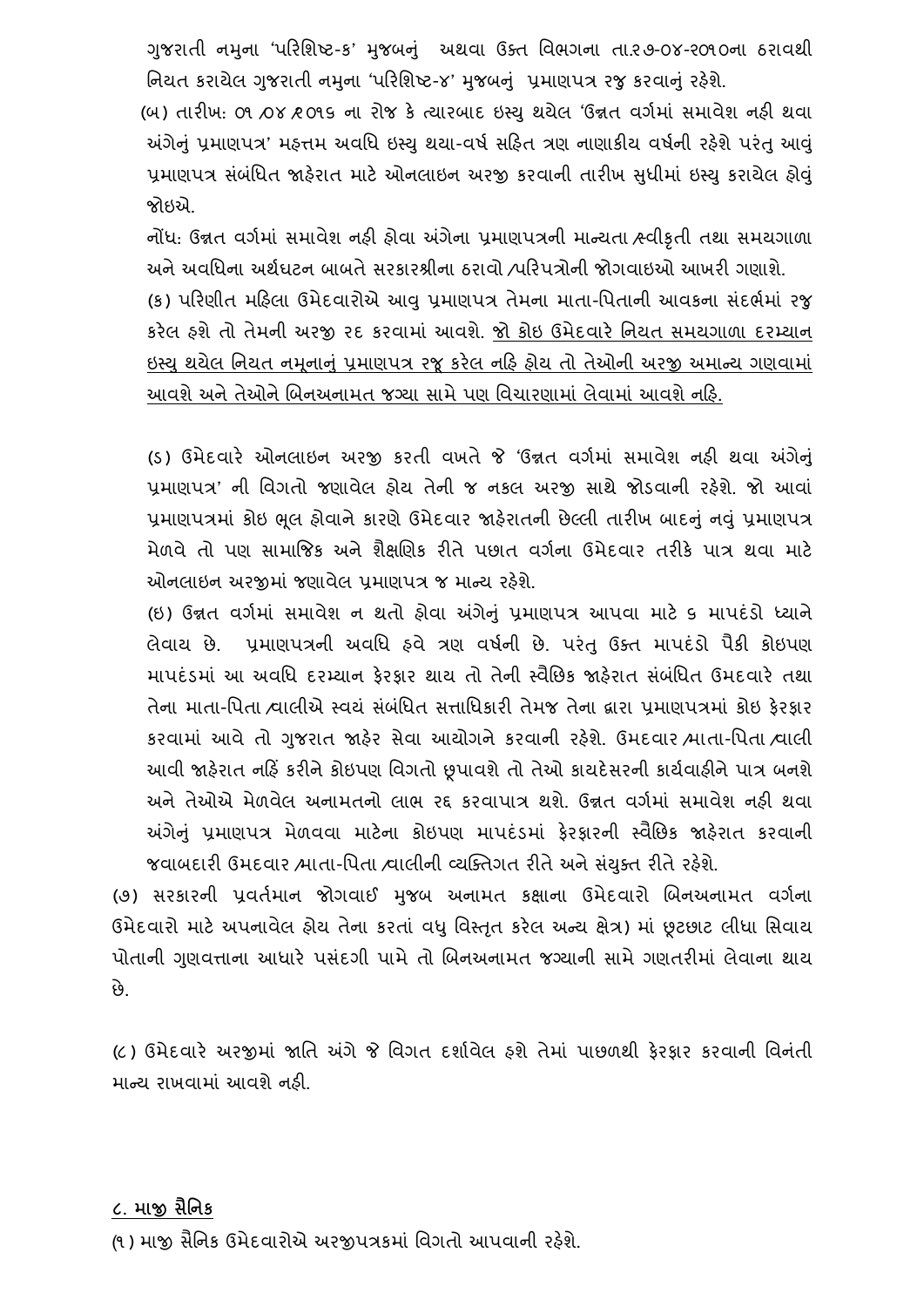ગુજરાતી નમુના 'પરિશિષ્ટ-ક' મુજબનું અથવા ઉક્ત વિભગના તા.૨૭-૦૪-૨૦૧૦ના ઠરાવથી નિયત કરાયેલ ગુજરાતી નમુના 'પરિશિષ્ટ-૪' મુજબનું પ્રમાણપત્ર રજુ કરવાનું રહેશે.

(બ) તારીખ: ૦૧/૦૪/૨૦૧૬ ના રોજ કે ત્યારબાદ ઇસ્યુ થયેલ 'ઉન્નત વર્ગમાં સમાવેશ નહી થવા અંગેનું પ્રમાણપત્ર' મહત્તમ અવધિ ઇસ્યુ થયા-વર્ષ સહિત ત્રણ નાણાકીય વર્ષની રહેશે પરંતુ આવું પ્રમાણપત્ર સંબંધિત જાહેરાત માટે ઓનલાઇન અરજી કરવાની તારીખ સુધીમાં ઇસ્યુ કરાયેલ હોવું જોઇએ.

નોંધ: ઉન્નત વર્ગમાં સમાવેશ નહી હોવા અંગેના પ્રમાણપત્રની માન્યતા/સ્વીકૃતી તથા સમયગાળા અને અવધિના અર્થઘટન બાબતે સરકારશ્રીના ઠરાવો/પરિપત્રોની જોગવાઇઓ આખરી ગણાશે.

(ક) પરિણીત મહિલા ઉમેદવારોએ આવુ પ્રમાણપત્ર તેમના માતા-પિતાની આવકના સંદર્ભમાં રજુ કરેલ હશે તો તેમની અરજી રદ કરવામાં આવશે. <u>જો કોઇ ઉમેદવારે નિયત સમયગાળા દરમ્યાન ઇસ્યુ થયેલ નિયત નમૂનાનું પ્રમાણપત્ર રજૂ કરેલ નહિ હોય તો તેઓની અરજી અમાન્ય ગણવામાં આવશે અને તેઓને બિનઅનામત જગ્યા સામે પણ વિચારણામાં લેવામાં આવશે નહિ.</u>

(ડ) ઉમેદવારે ઓનલાઇન અરજી કરતી વખતે જે 'ઉન્નત વર્ગમાં સમાવેશ નહી થવા અંગેનું પ્રમાણપત્ર' ની વિગતો જણાવેલ હોય તેની જ નકલ અરજી સાથે જોડવાની રહેશે. જો આવાં પ્રમાણપત્રમાં કોઇ ભૂલ હોવાને કારણે ઉમેદવાર જાહેરાતની છેલ્લી તારીખ બાદનું નવું પ્રમાણપત્ર મેળવે તો પણ સામાજિક અને શૈક્ષણિક રીતે પછાત વર્ગના ઉમેદવાર તરીકે પાત્ર થવા માટે ઓનલાઇન અરજીમાં જણાવેલ પ્રમાણપત્ર જ માન્ય રહેશે.

(ઇ) ઉન્નત વર્ગમાં સમાવેશ ન થતો હોવા અંગેનું પ્રમાણપત્ર આપવા માટે ૬ માપદંડો ધ્યાને લેવાય છે. પ્રમાણપત્રની અવધિ હવે ત્રણ વર્ષની છે. પરંતુ ઉક્ત માપદંડો પૈકી કોઇપણ માપદંડમાં આ અવધિ દરમ્યાન ફેરફાર થાય તો તેની સ્વૈછિક જાહેરાત સંબંધિત ઉમદવારે તથા તેના માતા-પિતા/વાલીએ સ્વયં સંબંધિત સત્તાધિકારી તેમજ તેના દ્વારા પ્રમાણપત્રમાં કોઇ ફેરફાર કરવામાં આવે તો ગુજરાત જાહેર સેવા આયોગને કરવાની રહેશે. ઉમદવાર/માતા-પિતા/વાલી આવી જાહેરાત નહિં કરીને કોઇપણ વિગતો છૂપાવશે તો તેઓ કાયદેસરની કાર્યવાહીને પાત્ર બનશે અને તેઓએ મેળવેલ અનામતનો લાભ રદ્દ કરવાપાત્ર થશે. ઉન્નત વર્ગમાં સમાવેશ નહી થવા અંગેનું પ્રમાણપત્ર મેળવવા માટેના કોઇપણ માપદંડમાં ફેરફારની સ્વૈછિક જાહેરાત કરવાની જવાબદારી ઉમદવાર/માતા-પિતા/વાલીની વ્યક્તિગત રીતે અને સંયુક્ત રીતે રહેશે.

(૭) સરકારની પ્રવર્તમાન જોગવાઈ મુજબ અનામત કક્ષાના ઉમેદવારો બિનઅનામત વર્ગના ઉમેદવારો માટે અપનાવેલ હોય તેના કરતાં વધુ વિસ્તૃત કરેલ અન્ય ક્ષેત્ર) માં છૂટછાટ લીધા સિવાય પોતાની ગુણવત્તાના આધારે પસંદગી પામે તો બિનઅનામત જગ્યાની સામે ગણતરીમાં લેવાના થાય છે.

(૮) ઉમેદવારે અરજીમાં જાતિ અંગે જે વિગત દર્શાવેલ હશે તેમાં પાછળથી ફેરફાર કરવાની વિનંતી માન્ય રાખવામાં આવશે નહી.

## <u>૮. માજી સૈનિક</u>

(૧) માજી સૈનિક ઉમેદવારોએ અરજીપત્રકમાં વિગતો આપવાની રહેશે.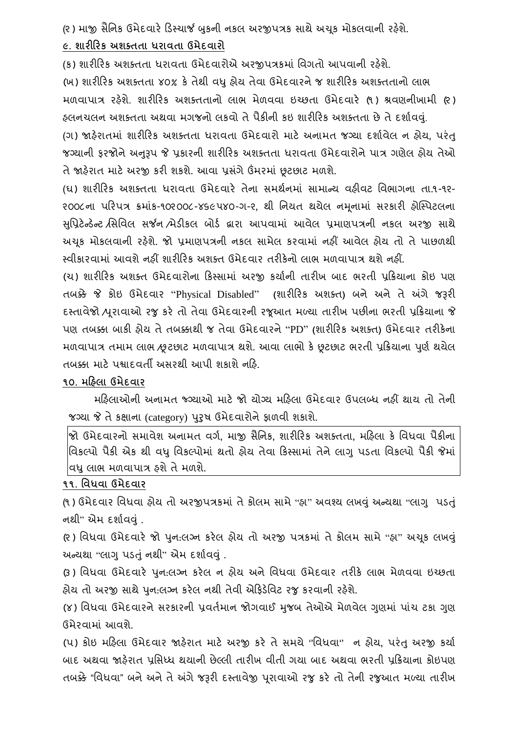(૨) માજી સૈનિક ઉમેદવારે ડિસ્ચાર્જ બુકની નકલ અરજીપત્રક સાથે અચૂક મોકલવાની રહેશે.

**૯. શારીરિક અશક્તતા ધરાવતા ઉમેદવારો**

(ક) શારીરિક અશક્તતા ધરાવતા ઉમેદવારોએ અરજીપત્રકમાં વિગતો આપવાની રહેશે.

(ખ) શારીરિક અશક્તતા ૪૦% કે તેથી વધુ હોય તેવા ઉમેદવારને જ શારીરિક અશક્તતાનો લાભ મળવાપાત્ર રહેશે. શારીરિક અશક્તતાનો લાભ મેળવવા ઇચ્છતા ઉમેદવારે (૧) શ્રવણનીખામી (૨) હલનચલન અશક્તતા અથવા મગજનો લકવો તે પૈકીની કઇ શારીરિક અશક્તતા છે તે દર્શાવવું.

(ગ) જાહેરાતમાં શારીરિક અશક્તતા ધરાવતા ઉમેદવારો માટે અનામત જગ્યા દર્શાવેલ ન હોય, પરંતુ જગ્યાની ફરજોને અનુરૂપ જે પ્રકારની શારીરિક અશક્તતા ધરાવતા ઉમેદવારોને પાત્ર ગણેલ હોય તેઓ તે જાહેરાત માટે અરજી કરી શકશે. આવા પ્રસંગે ઉંમરમાં છૂટછાટ મળશે.

(ઘ) શારીરિક અશક્તતા ધરાવતા ઉમેદવારે તેના સમર્થનમાં સામાન્ય વહીવટ વિભાગના તા.૧-૧૨-૨૦૦૮ના પરિપત્ર ક્રમાંક-૧૦૨૦૦૮-૪૬૯૫૪૦-ગ-૨, થી નિયત થયેલ નમૂનામાં સરકારી હોસ્પિટલના સુપ્રિટેન્ડેન્ટ /સિવિલ સર્જન /મેડીકલ બોર્ડ દ્વારા આપવામાં આવેલ પ્રમાણપત્રની નકલ અરજી સાથે અચૂક મોકલવાની રહેશે. જો પ્રમાણપત્રની નકલ સામેલ કરવામાં નહીં આવેલ હોય તો તે પાછળથી સ્વીકારવામાં આવશે નહીં શારીરિક અશક્ત ઉમેદવાર તરીકેનો લાભ મળવાપાત્ર થશે નહીં.

(ચ) શારીરિક અશક્ત ઉમેદવારોના કિસ્સામાં અરજી કર્યાની તારીખ બાદ ભરતી પ્રક્રિયાના કોઇ પણ તબક્કે જે કોઇ ઉમેદવાર "Physical Disabled" (શારીરિક અશક્ત) બને અને તે અંગે જરૂરી દસ્તાવેજો /પૂરાવાઓ રજુ કરે તો તેવા ઉમેદવારની રજૂઆત મળ્યા તારીખ પછીના ભરતી પ્રક્રિયાના જે પણ તબક્કા બાકી હોય તે તબક્કાથી જ તેવા ઉમેદવારને "PD" (શારીરિક અશક્ત) ઉમેદવાર તરીકેના મળવાપાત્ર તમામ લાભ /છૂટછાટ મળવાપાત્ર થશે. આવા લાભો કે છૂટછાટ ભરતી પ્રક્રિયાના પુર્ણ થયેલ તબક્કા માટે પશ્ચાદવર્તી અસરથી આપી શકાશે નહિ.

**૧૦. મહિલા ઉમેદવાર**

મહિલાઓની અનામત જગ્યાઓ માટે જો યોગ્ય મહિલા ઉમેદવાર ઉપલબ્ધ નહીં થાય તો તેની જગ્યા જે તે કક્ષાના (category) પુરુષ ઉમેદવારોને ફાળવી શકાશે.

જો ઉમેદવારનો સમાવેશ અનામત વર્ગ, માજી સૈનિક, શારીરિક અશક્તતા, મહિલા કે વિધવા પૈકીના વિકલ્પો પૈકી એક થી વધુ વિકલ્પોમાં થતો હોય તેવા કિસ્સામાં તેને લાગુ પડતા વિકલ્પો પૈકી જેમાં વધુ લાભ મળવાપાત્ર હશે તે મળશે.

**૧૧. વિધવા ઉમેદવાર**

(૧) ઉમેદવાર વિધવા હોય તો અરજીપત્રકમાં તે કોલમ સામે "હા" અવશ્ય લખવું અન્યથા "લાગુ પડતું નથી" એમ દર્શાવવું .

(૨) વિધવા ઉમેદવારે જો પુનઃલગ્ન કરેલ હોય તો અરજી પત્રકમાં તે કોલમ સામે "હા" અચૂક લખવું અન્યથા "લાગુ પડતું નથી" એમ દર્શાવવું .

(૩) વિધવા ઉમેદવારે પુનઃલગ્ન કરેલ ન હોય અને વિધવા ઉમેદવાર તરીકે લાભ મેળવવા ઇચ્છતા હોય તો અરજી સાથે પુનઃલગ્ન કરેલ નથી તેવી એફિડેવિટ રજુ કરવાની રહેશે.

(૪) વિધવા ઉમેદવારને સરકારની પ્રવર્તમાન જોગવાઈ મુજબ તેઓએ મેળવેલ ગુણમાં પાંચ ટકા ગુણ ઉમેરવામાં આવશે.

(૫) કોઇ મહિલા ઉમેદવાર જાહેરાત માટે અરજી કરે તે સમયે "વિધવા" ન હોય, પરંતુ અરજી કર્યા બાદ અથવા જાહેરાત પ્રસિધ્ધ થયાની છેલ્લી તારીખ વીતી ગયા બાદ અથવા ભરતી પ્રક્રિયાના કોઇપણ તબક્કે "વિધવા" બને અને તે અંગે જરૂરી દસ્તાવેજી પૂરાવાઓ રજુ કરે તો તેની રજુઆત મળ્યા તારીખ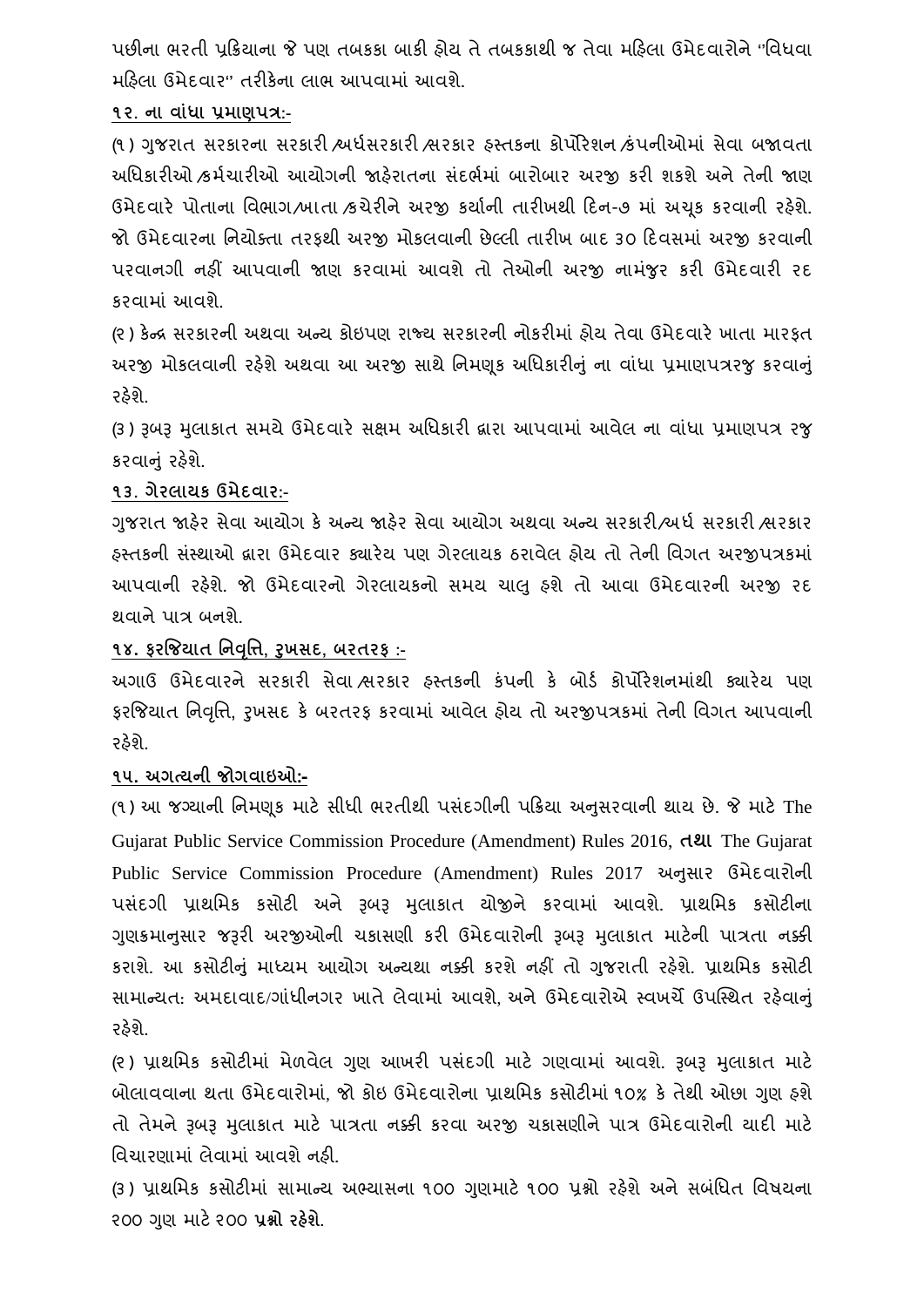પછીના ભરતી પ્રક્રિયાના જે પણ તબકકા બાકી હોય તે તબકકાથી જ તેવા મહિલા ઉમેદવારોને "વિધવા મહિલા ઉમેદવાર" તરીકેના લાભ આપવામાં આવશે.

**૧૨. ના વાંધા પ્રમાણપત્ર:-**

(૧) ગુજરાત સરકારના સરકારી /અર્ધસરકારી /સરકાર હસ્તકના કોર્પોરેશન /કંપનીઓમાં સેવા બજાવતા અધિકારીઓ /કર્મચારીઓ આયોગની જાહેરાતના સંદર્ભમાં બારોબાર અરજી કરી શકશે અને તેની જાણ ઉમેદવારે પોતાના વિભાગ/ખાતા /કચેરીને અરજી કર્યાની તારીખથી દિન-૭ માં અચૂક કરવાની રહેશે. જો ઉમેદવારના નિયોક્તા તરફથી અરજી મોકલવાની છેલ્લી તારીખ બાદ ૩૦ દિવસમાં અરજી કરવાની પરવાનગી નહીં આપવાની જાણ કરવામાં આવશે તો તેઓની અરજી નામંજુર કરી ઉમેદવારી રદ કરવામાં આવશે.

(૨) કેન્દ્ર સરકારની અથવા અન્ય કોઇપણ રાજ્ય સરકારની નોકરીમાં હોય તેવા ઉમેદવારે ખાતા મારફત અરજી મોકલવાની રહેશે અથવા આ અરજી સાથે નિમણૂક અધિકારીનું ના વાંધા પ્રમાણપત્રરજુ કરવાનું રહેશે.

(૩) રૂબરૂ મુલાકાત સમયે ઉમેદવારે સક્ષમ અધિકારી દ્વારા આપવામાં આવેલ ના વાંધા પ્રમાણપત્ર રજુ કરવાનું રહેશે.

**૧૩. ગેરલાયક ઉમેદવાર:-**

ગુજરાત જાહેર સેવા આયોગ કે અન્ય જાહેર સેવા આયોગ અથવા અન્ય સરકારી/અર્ધ સરકારી /સરકાર હસ્તકની સંસ્થાઓ દ્વારા ઉમેદવાર ક્યારેય પણ ગેરલાયક ઠરાવેલ હોય તો તેની વિગત અરજીપત્રકમાં આપવાની રહેશે. જો ઉમેદવારનો ગેરલાયકનો સમય ચાલુ હશે તો આવા ઉમેદવારની અરજી રદ થવાને પાત્ર બનશે.

**૧૪. ફરજિયાત નિવૃત્તિ, રુખસદ, બરતરફ :-**

અગાઉ ઉમેદવારને સરકારી સેવા /સરકાર હસ્તકની કંપની કે બોર્ડ કોર્પોરેશનમાંથી ક્યારેય પણ ફરજિયાત નિવૃત્તિ, રુખસદ કે બરતરફ કરવામાં આવેલ હોય તો અરજીપત્રકમાં તેની વિગત આપવાની રહેશે.

**૧૫. અગત્યની જોગવાઇઓ:-**

(૧) આ જગ્યાની નિમણૂક માટે સીધી ભરતીથી પસંદગીની પક્રિયા અનુસરવાની થાય છે. જે માટે The Gujarat Public Service Commission Procedure (Amendment) Rules 2016, **તથા** The Gujarat Public Service Commission Procedure (Amendment) Rules 2017 અનુસાર ઉમેદવારોની પસંદગી પ્રાથમિક કસોટી અને રૂબરૂ મુલાકાત યોજીને કરવામાં આવશે. પ્રાથમિક કસોટીના ગુણક્રમાનુસાર જરૂરી અરજીઓની ચકાસણી કરી ઉમેદવારોની રૂબરૂ મુલાકાત માટેની પાત્રતા નક્કી કરાશે. આ કસોટીનું માધ્યમ આયોગ અન્યથા નક્કી કરશે નહીં તો ગુજરાતી રહેશે. પ્રાથમિક કસોટી સામાન્યત: અમદાવાદ/ગાંધીનગર ખાતે લેવામાં આવશે, અને ઉમેદવારોએ સ્વખર્ચે ઉપસ્થિત રહેવાનું રહેશે.

(૨) પ્રાથમિક કસોટીમાં મેળવેલ ગુણ આખરી પસંદગી માટે ગણવામાં આવશે. રૂબરૂ મુલાકાત માટે બોલાવવાના થતા ઉમેદવારોમાં, જો કોઇ ઉમેદવારોના પ્રાથમિક કસોટીમાં ૧૦% કે તેથી ઓછા ગુણ હશે તો તેમને રૂબરૂ મુલાકાત માટે પાત્રતા નક્કી કરવા અરજી ચકાસણીને પાત્ર ઉમેદવારોની યાદી માટે વિચારણામાં લેવામાં આવશે નહી.

(૩) પ્રાથમિક કસોટીમાં સામાન્ય અભ્યાસના ૧૦૦ ગુણમાટે ૧૦૦ પ્રશ્નો રહેશે અને સબંધિત વિષયના ૨૦૦ ગુણ માટે ૨૦૦ **પ્રશ્નો રહેશે**.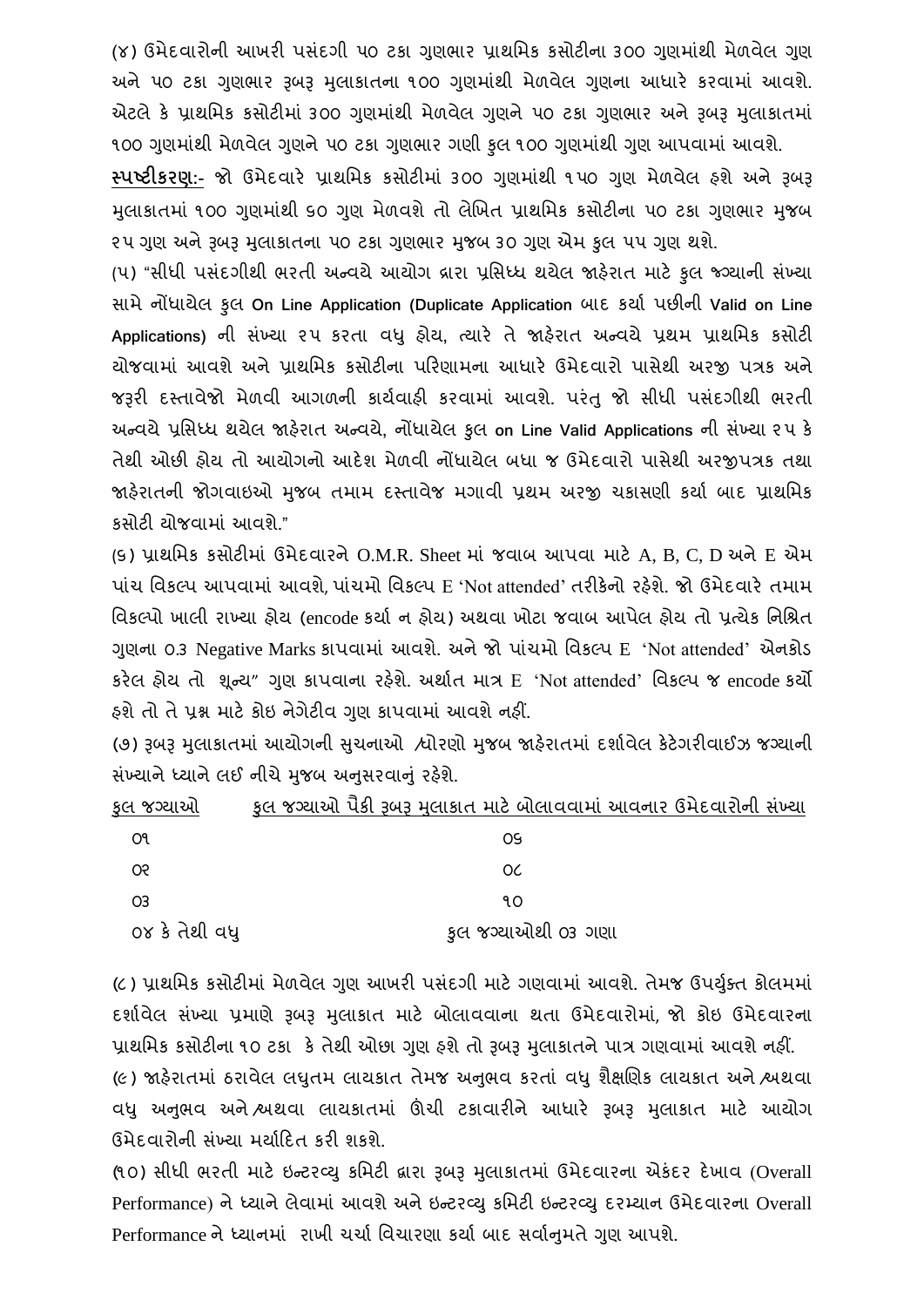(૪) ઉમેદવારોની આખરી પસંદગી ૫૦ ટકા ગુણભાર પ્રાથમિક કસોટીના ૩૦૦ ગુણમાંથી મેળવેલ ગુણ અને ૫૦ ટકા ગુણભાર રૂબરૂ મુલાકાતના ૧૦૦ ગુણમાંથી મેળવેલ ગુણના આધારે કરવામાં આવશે. એટલે કે પ્રાથમિક કસોટીમાં ૩૦૦ ગુણમાંથી મેળવેલ ગુણને ૫૦ ટકા ગુણભાર અને રૂબરૂ મુલાકાતમાં ૧૦૦ ગુણમાંથી મેળવેલ ગુણને ૫૦ ટકા ગુણભાર ગણી કુલ ૧૦૦ ગુણમાંથી ગુણ આપવામાં આવશે.

**<u>સ્પષ્ટીકરણ</u>:-** જો ઉમેદવારે પ્રાથમિક કસોટીમાં ૩૦૦ ગુણમાંથી ૧૫૦ ગુણ મેળવેલ હશે અને રૂબરૂ મુલાકાતમાં ૧૦૦ ગુણમાંથી ૬૦ ગુણ મેળવશે તો લેખિત પ્રાથમિક કસોટીના ૫૦ ટકા ગુણભાર મુજબ ૨૫ ગુણ અને રૂબરૂ મુલાકાતના ૫૦ ટકા ગુણભાર મુજબ ૩૦ ગુણ એમ કુલ ૫૫ ગુણ થશે.

(૫) "સીધી પસંદગીથી ભરતી અન્વયે આયોગ દ્વારા પ્રસિધ્ધ થયેલ જાહેરાત માટે કુલ જગ્યાની સંખ્યા સામે નોંધાયેલ કુલ On Line Application (Duplicate Application બાદ કર્યા પછીની Valid on Line Applications) ની સંખ્યા ૨૫ કરતા વધુ હોય, ત્યારે તે જાહેરાત અન્વયે પ્રથમ પ્રાથમિક કસોટી યોજવામાં આવશે અને પ્રાથમિક કસોટીના પરિણામના આધારે ઉમેદવારો પાસેથી અરજી પત્રક અને જરૂરી દસ્તાવેજો મેળવી આગળની કાર્યવાહી કરવામાં આવશે. પરંતુ જો સીધી પસંદગીથી ભરતી અન્વયે પ્રસિધ્ધ થયેલ જાહેરાત અન્વયે, નોંધાયેલ કુલ on Line Valid Applications ની સંખ્યા ૨૫ કે તેથી ઓછી હોય તો આયોગનો આદેશ મેળવી નોંધાયેલ બધા જ ઉમેદવારો પાસેથી અરજીપત્રક તથા જાહેરાતની જોગવાઇઓ મુજબ તમામ દસ્તાવેજ મગાવી પ્રથમ અરજી ચકાસણી કર્યા બાદ પ્રાથમિક કસોટી યોજવામાં આવશે."

(૬) પ્રાથમિક કસોટીમાં ઉમેદવારને O.M.R. Sheet માં જવાબ આપવા માટે A, B, C, D અને E એમ પાંચ વિકલ્પ આપવામાં આવશે, પાંચમો વિકલ્પ E 'Not attended' તરીકેનો રહેશે. જો ઉમેદવારે તમામ વિકલ્પો ખાલી રાખ્યા હોય (encode કર્યા ન હોય) અથવા ખોટા જવાબ આપેલ હોય તો પ્રત્યેક નિશ્રિત ગુણના 0.3 Negative Marks કાપવામાં આવશે. અને જો પાંચમો વિકલ્પ E 'Not attended' એનકોડ કરેલ હોય તો શૂન્ય" ગુણ કાપવાના રહેશે. અર્થાત માત્ર E 'Not attended' વિકલ્પ જ encode કર્યો હશે તો તે પ્રશ્ન માટે કોઇ નેગેટીવ ગુણ કાપવામાં આવશે નહીં.

(૭) રૂબરૂ મુલાકાતમાં આયોગની સુચનાઓ /ધોરણો મુજબ જાહેરાતમાં દર્શાવેલ કેટેગરીવાઈઝ જગ્યાની સંખ્યાને ધ્યાને લઇ નીચે મુજબ અનુસરવાનું રહેશે.

| કુલ જગ્યાઓ | કુલ જગ્યાઓ પૈકી રૂબરૂ મુલાકાત માટે બોલાવવામાં આવનાર ઉમેદવારોની સંખ્યા |
|---|---|
| ૦૧ | ૦૬ |
| ૦૨ | ૦૮ |
| ૦૩ | ૧૦ |
| ૦૪ કે તેથી વધુ | કુલ જગ્યાઓથી ૦૩ ગણા |

(૮) પ્રાથમિક કસોટીમાં મેળવેલ ગુણ આખરી પસંદગી માટે ગણવામાં આવશે. તેમજ ઉપર્યુક્ત કોલમમાં દર્શાવેલ સંખ્યા પ્રમાણે રૂબરૂ મુલાકાત માટે બોલાવવાના થતા ઉમેદવારોમાં, જો કોઇ ઉમેદવારના પ્રાથમિક કસોટીના ૧૦ ટકા કે તેથી ઓછા ગુણ હશે તો રૂબરૂ મુલાકાતને પાત્ર ગણવામાં આવશે નહીં.

(૯) જાહેરાતમાં ઠરાવેલ લઘુતમ લાયકાત તેમજ અનુભવ કરતાં વધુ શૈક્ષણિક લાયકાત અને /અથવા વધુ અનુભવ અને /અથવા લાયકાતમાં ઊંચી ટકાવારીને આધારે રૂબરૂ મુલાકાત માટે આયોગ ઉમેદવારોની સંખ્યા મર્યાદિત કરી શકશે.

(૧૦) સીધી ભરતી માટે ઇન્ટરવ્યુ કમિટી દ્વારા રૂબરૂ મુલાકાતમાં ઉમેદવારના એકંદર દેખાવ (Overall Performance) ને ધ્યાને લેવામાં આવશે અને ઇન્ટરવ્યુ કમિટી ઇન્ટરવ્યુ દરમ્યાન ઉમેદવારના Overall Performance ને ધ્યાનમાં રાખી ચર્ચા વિચારણા કર્યા બાદ સર્વાનુમતે ગુણ આપશે.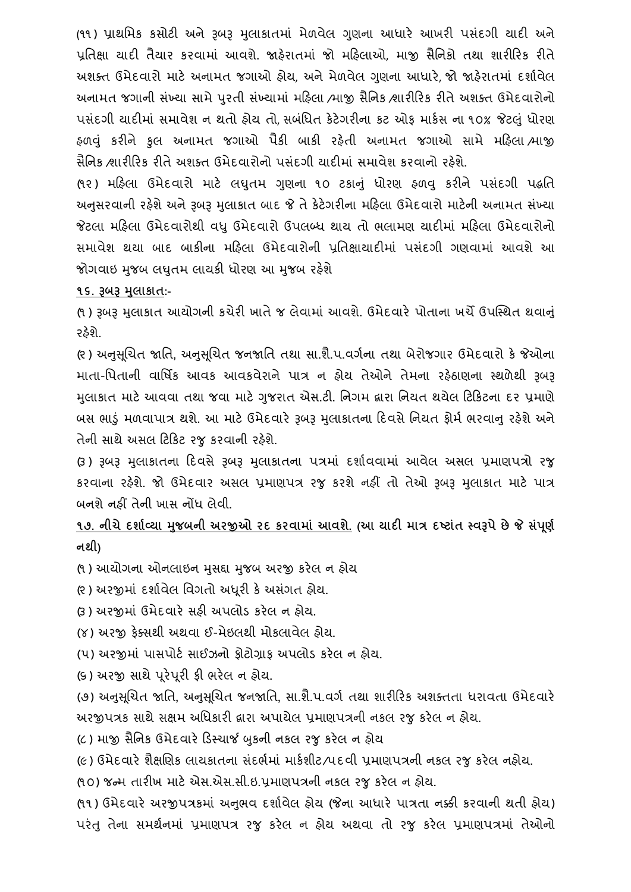(૧૧) પ્રાથમિક કસોટી અને રૂબરૂ મુલાકાતમાં મેળવેલ ગુણના આધારે આખરી પસંદગી યાદી અને પ્રતિક્ષા યાદી તૈયાર કરવામાં આવશે. જાહેરાતમાં જો મહિલાઓ, માજી સૈનિકો તથા શારીરિક રીતે અશક્ત ઉમેદવારો માટે અનામત જગાઓ હોય, અને મેળવેલ ગુણના આધારે, જો જાહેરાતમાં દર્શાવેલ અનામત જગાની સંખ્યા સામે પુરતી સંખ્યામાં મહિલા /માજી સૈનિક /શારીરિક રીતે અશક્ત ઉમેદવારોનો પસંદગી યાદીમાં સમાવેશ ન થતો હોય તો, સબંધિત કેટેગરીના કટ ઓફ માર્કસ ના ૧૦% જેટલું ધોરણ હળવું કરીને કુલ અનામત જગાઓ પૈકી બાકી રહેતી અનામત જગાઓ સામે મહિલા /માજી સૈનિક /શારીરિક રીતે અશક્ત ઉમેદવારોનો પસંદગી યાદીમાં સમાવેશ કરવાનો રહેશે.

(૧૨) મહિલા ઉમેદવારો માટે લઘુતમ ગુણના ૧૦ ટકાનું ધોરણ હળવુ કરીને પસંદગી પદ્ધતિ અનુસરવાની રહેશે અને રૂબરૂ મુલાકાત બાદ જે તે કેટેગરીના મહિલા ઉમેદવારો માટેની અનામત સંખ્યા જેટલા મહિલા ઉમેદવારોથી વધુ ઉમેદવારો ઉપલબ્ધ થાય તો ભલામણ યાદીમાં મહિલા ઉમેદવારોનો સમાવેશ થયા બાદ બાકીના મહિલા ઉમેદવારોની પ્રતિક્ષાયાદીમાં પસંદગી ગણવામાં આવશે આ જોગવાઇ મુજબ લઘુતમ લાયકી ધોરણ આ મુજબ રહેશે

**૧૬. રૂબરૂ મુલાકાત:-**

(૧) રૂબરૂ મુલાકાત આયોગની કચેરી ખાતે જ લેવામાં આવશે. ઉમેદવારે પોતાના ખર્ચે ઉપસ્થિત થવાનું રહેશે.

(૨) અનુસૂચિત જાતિ, અનુસૂચિત જનજાતિ તથા સા.શૈ.પ.વર્ગના તથા બેરોજગાર ઉમેદવારો કે જેઓના માતા-પિતાની વાર્ષિક આવક આવકવેરાને પાત્ર ન હોય તેઓને તેમના રહેઠાણના સ્થળેથી રૂબરૂ મુલાકાત માટે આવવા તથા જવા માટે ગુજરાત એસ.ટી. નિગમ દ્વારા નિયત થયેલ ટિકિટના દર પ્રમાણે બસ ભાડું મળવાપાત્ર થશે. આ માટે ઉમેદવારે રૂબરૂ મુલાકાતના દિવસે નિયત ફોર્મ ભરવાનુ રહેશે અને તેની સાથે અસલ ટિકિટ રજુ કરવાની રહેશે.

(૩) રૂબરૂ મુલાકાતના દિવસે રૂબરૂ મુલાકાતના પત્રમાં દર્શાવવામાં આવેલ અસલ પ્રમાણપત્રો રજુ કરવાના રહેશે. જો ઉમેદવાર અસલ પ્રમાણપત્ર રજુ કરશે નહીં તો તેઓ રૂબરૂ મુલાકાત માટે પાત્ર બનશે નહીં તેની ખાસ નોંધ લેવી.

**૧૭. નીચે દર્શાવ્યા મુજબની અરજીઓ રદ કરવામાં આવશે. (આ યાદી માત્ર દષ્ટાંત સ્વરૂપે છે જે સંપૂર્ણ નથી)**

(૧) આયોગના ઓનલાઇન મુસદ્દા મુજબ અરજી કરેલ ન હોય

(૨) અરજીમાં દર્શાવેલ વિગતો અધૂરી કે અસંગત હોય.

(૩) અરજીમાં ઉમેદવારે સહી અપલોડ કરેલ ન હોય.

(૪) અરજી ફેક્સથી અથવા ઈ-મેઇલથી મોકલાવેલ હોય.

(૫) અરજીમાં પાસપોર્ટ સાઈઝનો ફોટોગ્રાફ અપલોડ કરેલ ન હોય.

(૬) અરજી સાથે પૂરેપૂરી ફી ભરેલ ન હોય.

(૭) અનુસૂચિત જાતિ, અનુસૂચિત જનજાતિ, સા.શૈ.પ.વર્ગ તથા શારીરિક અશક્તતા ધરાવતા ઉમેદવારે અરજીપત્રક સાથે સક્ષમ અધિકારી દ્વારા અપાયેલ પ્રમાણપત્રની નકલ રજુ કરેલ ન હોય.

(૮) માજી સૈનિક ઉમેદવારે ડિસ્ચાર્જ બુકની નકલ રજુ કરેલ ન હોય

(૯) ઉમેદવારે શૈક્ષણિક લાયકાતના સંદર્ભમાં માર્કશીટ/પદવી પ્રમાણપત્રની નકલ રજુ કરેલ નહોય.

(૧૦) જન્મ તારીખ માટે એસ.એસ.સી.ઇ.પ્રમાણપત્રની નકલ રજુ કરેલ ન હોય.

(૧૧) ઉમેદવારે અરજીપત્રકમાં અનુભવ દર્શાવેલ હોય (જેના આધારે પાત્રતા નક્કી કરવાની થતી હોય) પરંતુ તેના સમર્થનમાં પ્રમાણપત્ર રજુ કરેલ ન હોય અથવા તો રજુ કરેલ પ્રમાણપત્રમાં તેઓનો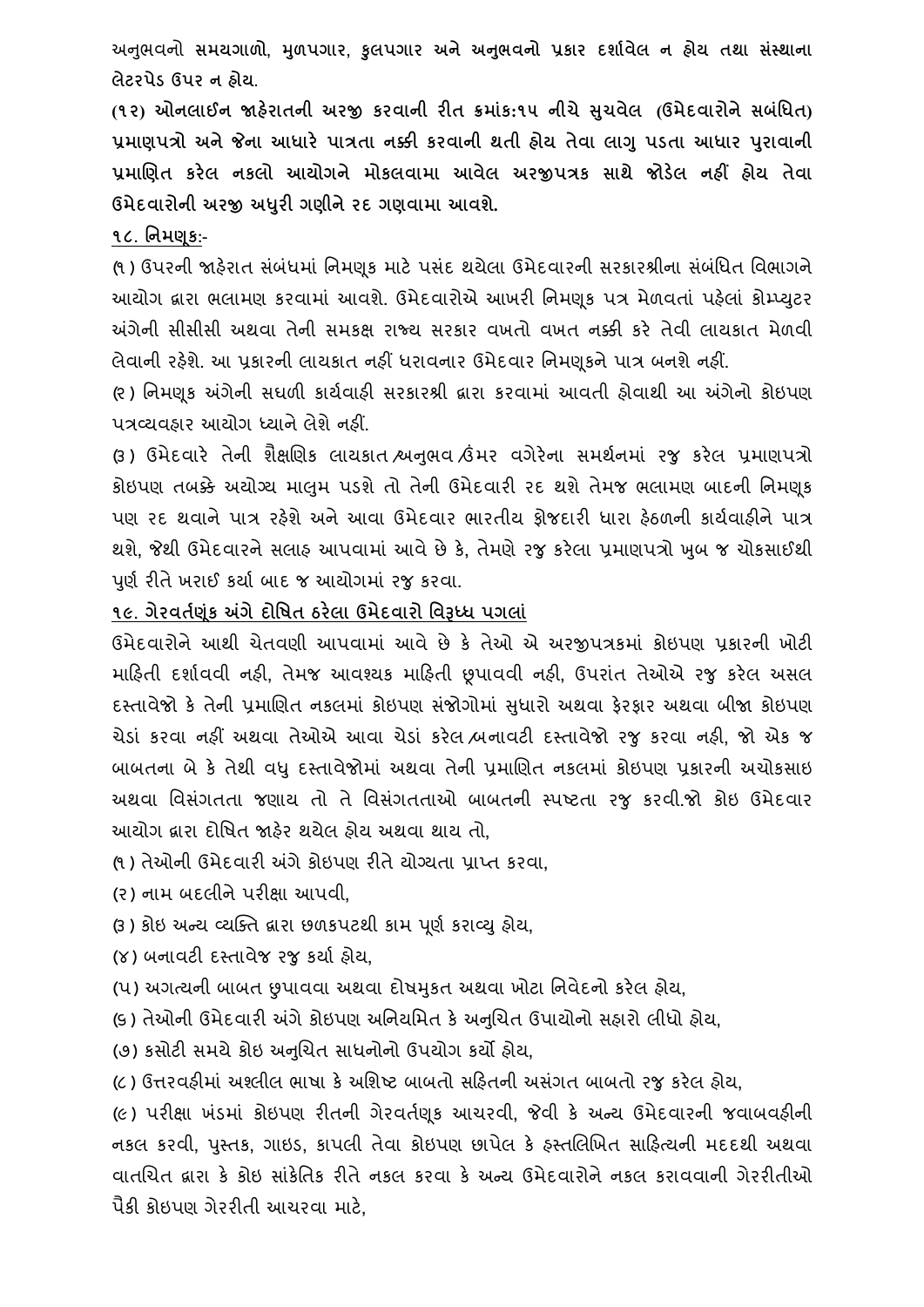**અનુભવનો સમયગાળો, મુળપગાર, કુલપગાર અને અનુભવનો પ્રકાર દર્શાવેલ ન હોય તથા સંસ્થાના લેટરપેડ ઉપર ન હોય.**

**(૧૨) ઓનલાઈન જાહેરાતની અરજી કરવાની રીત ક્રમાંક:૧૫ નીચે સુચવેલ (ઉમેદવારોને સબંધિત) પ્રમાણપત્રો અને જેના આધારે પાત્રતા નક્કી કરવાની થતી હોય તેવા લાગુ પડતા આધાર પુરાવાની પ્રમાણિત કરેલ નકલો આયોગને મોકલવામા આવેલ અરજીપત્રક સાથે જોડેલ નહીં હોય તેવા ઉમેદવારોની અરજી અધુરી ગણીને રદ ગણવામા આવશે.**

## **૧૮. નિમણુક:-**

(૧) ઉપરની જાહેરાત સંબંધમાં નિમણૂક માટે પસંદ થયેલા ઉમેદવારની સરકારશ્રીના સંબંધિત વિભાગને આયોગ દ્વારા ભલામણ કરવામાં આવશે. ઉમેદવારોએ આખરી નિમણૂક પત્ર મેળવતાં પહેલાં કોમ્પ્યુટર અંગેની સીસીસી અથવા તેની સમકક્ષ રાજ્ય સરકાર વખતો વખત નક્કી કરે તેવી લાયકાત મેળવી લેવાની રહેશે. આ પ્રકારની લાયકાત નહીં ધરાવનાર ઉમેદવાર નિમણૂકને પાત્ર બનશે નહીં.

(૨) નિમણૂક અંગેની સઘળી કાર્યવાહી સરકારશ્રી દ્વારા કરવામાં આવતી હોવાથી આ અંગેનો કોઇપણ પત્રવ્યવહાર આયોગ ધ્યાને લેશે નહીં.

(૩) ઉમેદવારે તેની શૈક્ષણિક લાયકાત/અનુભવ/ઉંમર વગેરેના સમર્થનમાં રજુ કરેલ પ્રમાણપત્રો કોઇપણ તબક્કે અયોગ્ય માલુમ પડશે તો તેની ઉમેદવારી રદ થશે તેમજ ભલામણ બાદની નિમણૂક પણ રદ થવાને પાત્ર રહેશે અને આવા ઉમેદવાર ભારતીય ફોજદારી ધારા હેઠળની કાર્યવાહીને પાત્ર થશે, જેથી ઉમેદવારને સલાહ આપવામાં આવે છે કે, તેમણે રજુ કરેલા પ્રમાણપત્રો ખુબ જ ચોકસાઈથી પુર્ણ રીતે ખરાઈ કર્યા બાદ જ આયોગમાં રજુ કરવા.

## **૧૯. ગેરવર્તણૂંક અંગે દોષિત ઠરેલા ઉમેદવારો વિરૂધ્ધ પગલાં**

ઉમેદવારોને આથી ચેતવણી આપવામાં આવે છે કે તેઓ એ અરજીપત્રકમાં કોઇપણ પ્રકારની ખોટી માહિતી દર્શાવવી નહી, તેમજ આવશ્યક માહિતી છૂપાવવી નહી, ઉપરાંત તેઓએ રજુ કરેલ અસલ દસ્તાવેજો કે તેની પ્રમાણિત નકલમાં કોઇપણ સંજોગોમાં સુધારો અથવા ફેરફાર અથવા બીજા કોઇપણ ચેડાં કરવા નહીં અથવા તેઓએ આવા ચેડાં કરેલ/બનાવટી દસ્તાવેજો રજુ કરવા નહી, જો એક જ બાબતના બે કે તેથી વધુ દસ્તાવેજોમાં અથવા તેની પ્રમાણિત નકલમાં કોઇપણ પ્રકારની અચોકસાઇ અથવા વિસંગતતા જણાય તો તે વિસંગતતાઓ બાબતની સ્પષ્ટતા રજુ કરવી.જો કોઇ ઉમેદવાર આયોગ દ્વારા દોષિત જાહેર થયેલ હોય અથવા થાય તો,

(૧) તેઓની ઉમેદવારી અંગે કોઇપણ રીતે યોગ્યતા પ્રાપ્ત કરવા,

(૨) નામ બદલીને પરીક્ષા આપવી,

(૩) કોઇ અન્ય વ્યક્તિ દ્વારા છળકપટથી કામ પૂર્ણ કરાવ્યુ હોય,

(૪) બનાવટી દસ્તાવેજ રજુ કર્યા હોય,

(૫) અગત્યની બાબત છુપાવવા અથવા દોષમુકત અથવા ખોટા નિવેદનો કરેલ હોય,

(૬) તેઓની ઉમેદવારી અંગે કોઇપણ અનિયમિત કે અનુચિત ઉપાયોનો સહારો લીધો હોય,

(૭) કસોટી સમયે કોઇ અનુચિત સાધનોનો ઉપયોગ કર્યો હોય,

(૮) ઉત્તરવહીમાં અશ્લીલ ભાષા કે અશિષ્ટ બાબતો સહિતની અસંગત બાબતો રજુ કરેલ હોય,

(૯) પરીક્ષા ખંડમાં કોઇપણ રીતની ગેરવર્તણૂક આચરવી, જેવી કે અન્ય ઉમેદવારની જવાબવહીની નકલ કરવી, પુસ્તક, ગાઇડ, કાપલી તેવા કોઇપણ છાપેલ કે હસ્તલિખિત સાહિત્યની મદદથી અથવા વાતચિત દ્વારા કે કોઇ સાંકેતિક રીતે નકલ કરવા કે અન્ય ઉમેદવારોને નકલ કરાવવાની ગેરરીતીઓ પૈકી કોઇપણ ગેરરીતી આચરવા માટે,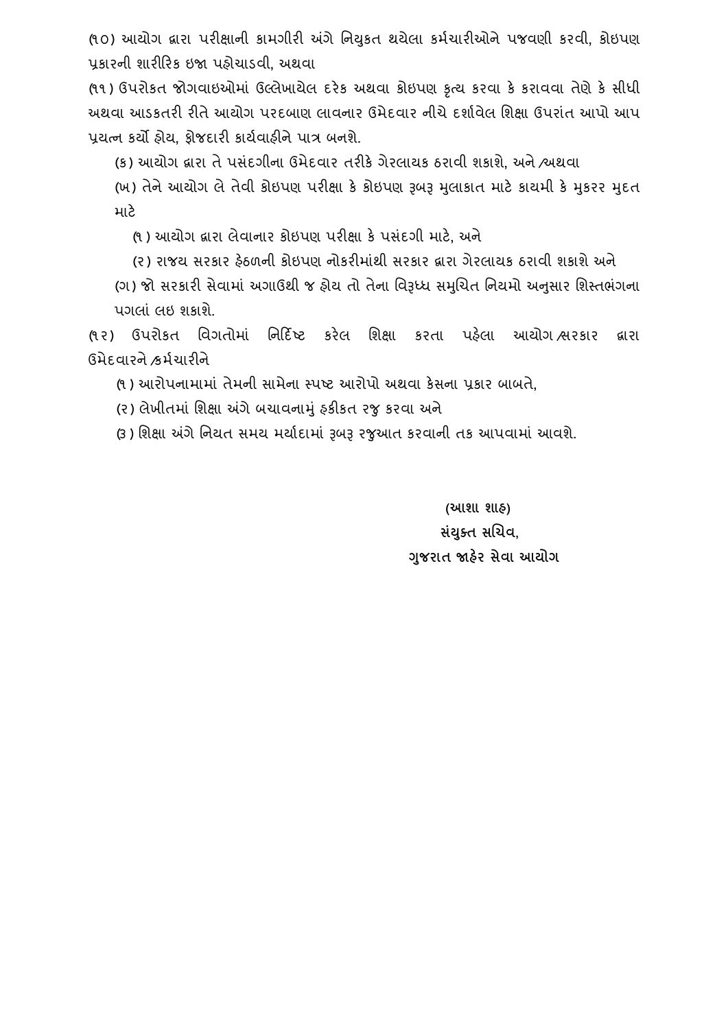(૧૦) આયોગ દ્વારા પરીક્ષાની કામગીરી અંગે નિયુકત થયેલા કર્મચારીઓને પજવણી કરવી, કોઇપણ પ્રકારની શારીરિક ઇજા પહોચાડવી, અથવા

(૧૧) ઉપરોકત જોગવાઇઓમાં ઉલ્લેખાયેલ દરેક અથવા કોઇપણ કૃત્ય કરવા કે કરાવવા તેણે કે સીધી અથવા આડકતરી રીતે આયોગ પરદબાણ લાવનાર ઉમેદવાર નીચે દર્શાવેલ શિક્ષા ઉપરાંત આપો આપ પ્રયત્ન કર્યો હોય, ફોજદારી કાર્યવાહીને પાત્ર બનશે.

(ક) આયોગ દ્વારા તે પસંદગીના ઉમેદવાર તરીકે ગેરલાયક ઠરાવી શકાશે, અને /અથવા

(ખ) તેને આયોગ લે તેવી કોઇપણ પરીક્ષા કે કોઇપણ રૂબરૂ મુલાકાત માટે કાયમી કે મુકરર મુદત માટે

(૧) આયોગ દ્વારા લેવાનાર કોઇપણ પરીક્ષા કે પસંદગી માટે, અને

(૨) રાજય સરકાર હેઠળની કોઇપણ નોકરીમાંથી સરકાર દ્વારા ગેરલાયક ઠરાવી શકાશે અને

(ગ) જો સરકારી સેવામાં અગાઉથી જ હોય તો તેના વિરૂધ્ધ સમુચિત નિયમો અનુસાર શિસ્તભંગના પગલાં લઇ શકાશે.

(૧૨) ઉપરોકત વિગતોમાં નિર્દિષ્ટ કરેલ શિક્ષા કરતા પહેલા આયોગ/સરકાર દ્વારા ઉમેદવારને /કર્મચારીને

(૧) આરોપનામામાં તેમની સામેના સ્પષ્ટ આરોપો અથવા કેસના પ્રકાર બાબતે,

(૨) લેખીતમાં શિક્ષા અંગે બચાવનામું હકીકત રજુ કરવા અને

(૩) શિક્ષા અંગે નિયત સમય મર્યાદામાં રૂબરૂ રજુઆત કરવાની તક આપવામાં આવશે.

**(આશા શાહ)**
**સંયુક્ત સચિવ,**
**ગુજરાત જાહેર સેવા આયોગ**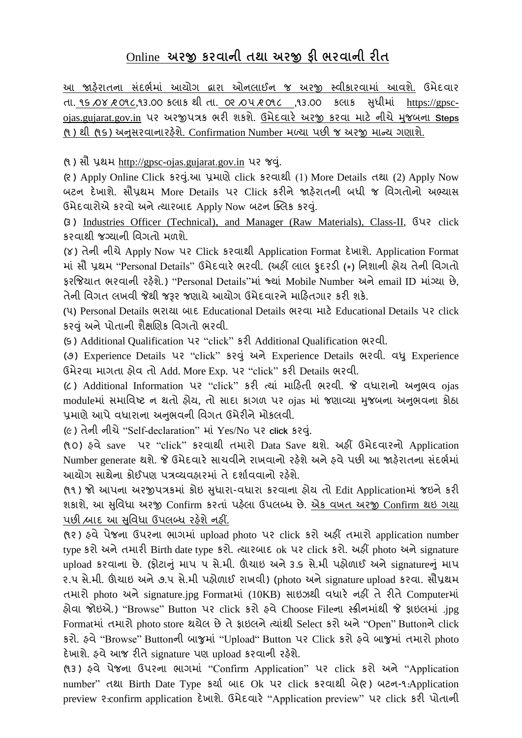# Online **અરજી કરવાની તથા અરજી ફી ભરવાની રીત**

આ જાહેરાતના સંદર્ભમાં આયોગ દ્વારા ઓનલાઈન જ અરજી સ્વીકારવામાં આવશે. ઉમેદવાર તા. ૧૬/૦૪/૨૦૧૮,૧૩.૦૦ કલાક થી તા. ૦૨/૦૫/૨૦૧૮ ,૧૩.૦૦ કલાક સુધીમાં https://gpsc-ojas.gujarat.gov.in પર અરજીપત્રક ભરી શકશે. ઉમેદવારે અરજી કરવા માટે નીચે મુજબના **Steps** (૧) થી (૧૬) અનુસરવાનારહેશે. Confirmation Number મળ્યા પછી જ અરજી માન્ય ગણાશે.

(૧) સૌ પ્રથમ http://gpsc-ojas.gujarat.gov.in પર જવું.

(૨) Apply Online Click કરવું.આ પ્રમાણે click કરવાથી (1) More Details તથા (2) Apply Now બટન દેખાશે. સૌપ્રથમ More Details પર Click કરીને જાહેરાતની બધી જ વિગતોનો અભ્યાસ ઉમેદવારોએ કરવો અને ત્યારબાદ Apply Now બટન ક્લિક કરવું.

(૩) Industries Officer (Technical), and Manager (Raw Materials), Class-II, ઉપર click કરવાથી જગ્યાની વિગતો મળશે.

(૪) તેની નીચે Apply Now પર Click કરવાથી Application Format દેખાશે. Application Format માં સૌ પ્રથમ "Personal Details" ઉમેદવારે ભરવી. (અહીં લાલ ફુદરડી (*) નિશાની હોય તેની વિગતો ફરજિયાત ભરવાની રહેશે.) "Personal Details"માં જ્યાં Mobile Number અને email ID માંગ્યા છે, તેની વિગત લખવી જેથી જરૂર જણાયે આયોગ ઉમેદવારને માહિતગાર કરી શકે.

(૫) Personal Details ભરાયા બાદ Educational Details ભરવા માટે Educational Details પર click કરવું અને પોતાની શૈક્ષણિક વિગતો ભરવી.

(૬) Additional Qualification પર "click" કરી Additional Qualification ભરવી.

(૭) Experience Details પર "click" કરવું અને Experience Details ભરવી. વધુ Experience ઉમેરવા માગતા હોવ તો Add. More Exp. પર "click" કરી Details ભરવી.

(૮) Additional Information પર "click" કરી ત્યાં માહિતી ભરવી. જે વધારાનો અનુભવ ojas moduleમાં સમાવિષ્ટ ન થતો હોય, તો સાદા કાગળ પર ojas માં જણાવ્યા મુજબના અનુભવના કોઠા પ્રમાણે આપે વધારાના અનુભવની વિગત ઉમેરીને મોકલવી.

(૯) તેની નીચે "Self-declaration" માં Yes/No પર **click** કરવું.

(૧૦) હવે save પર "click" કરવાથી તમારો Data Save થશે. અહીં ઉમેદવારનો Application Number generate થશે. જે ઉમેદવારે સાચવીને રાખવાનો રહેશે અને હવે પછી આ જાહેરાતના સંદર્ભમાં આયોગ સાથેના કોઈપણ પત્રવ્યવહારમાં તે દર્શાવવાનો રહેશે.

(૧૧) જો આપના અરજીપત્રકમાં કોઇ સુધારા-વધારા કરવાના હોય તો Edit Applicationમાં જઇને કરી શકાશે, આ સુવિધા અરજી Confirm કરતાં પહેલા ઉપલબ્ધ છે. એક વખત અરજી Confirm થઇ ગયા પછી/બાદ આ સુવિધા ઉપલબ્ધ રહેશે નહીં.

(૧૨) હવે પેજના ઉપરના ભાગમાં upload photo પર click કરો અહીં તમારો application number type કરો અને તમારી Birth date type કરો. ત્યારબાદ ok પર click કરો. અહીં photo અને signature upload કરવાના છે. (ફોટાનું માપ ૫ સે.મી. ઊંચાઇ અને ૩.૬ સે.મી પહોળાઈ અને signatureનું માપ ૨.૫ સે.મી. ઊંચાઇ અને ૭.૫ સે.મી પહોળાઈ રાખવી) (photo અને signature upload કરવા. સૌપ્રથમ તમારો photo અને signature.jpg Formatમાં (10KB) સાઇઝથી વધારે નહીં તે રીતે Computerમાં હોવા જોઇએ.) "Browse" Button પર click કરો હવે Choose Fileના સ્ક્રીનમાંથી જે ફાઇલમાં .jpg Formatમાં તમારો photo store થયેલ છે તે ફાઇલને ત્યાંથી Select કરો અને "Open" Buttonને click કરો. હવે "Browse" Buttonની બાજુમાં "Upload" Button પર Click કરો હવે બાજુમાં તમારો photo દેખાશે. હવે આજ રીતે signature પણ upload કરવાની રહેશે.

(૧૩) હવે પેજના ઉપરના ભાગમાં "Confirm Application" પર click કરો અને "Application number" તથા Birth Date Type કર્યા બાદ Ok પર click કરવાથી બે(૨) બટન-૧:Application preview ૨:confirm application દેખાશે. ઉમેદવારે "Application preview" પર click કરી પોતાની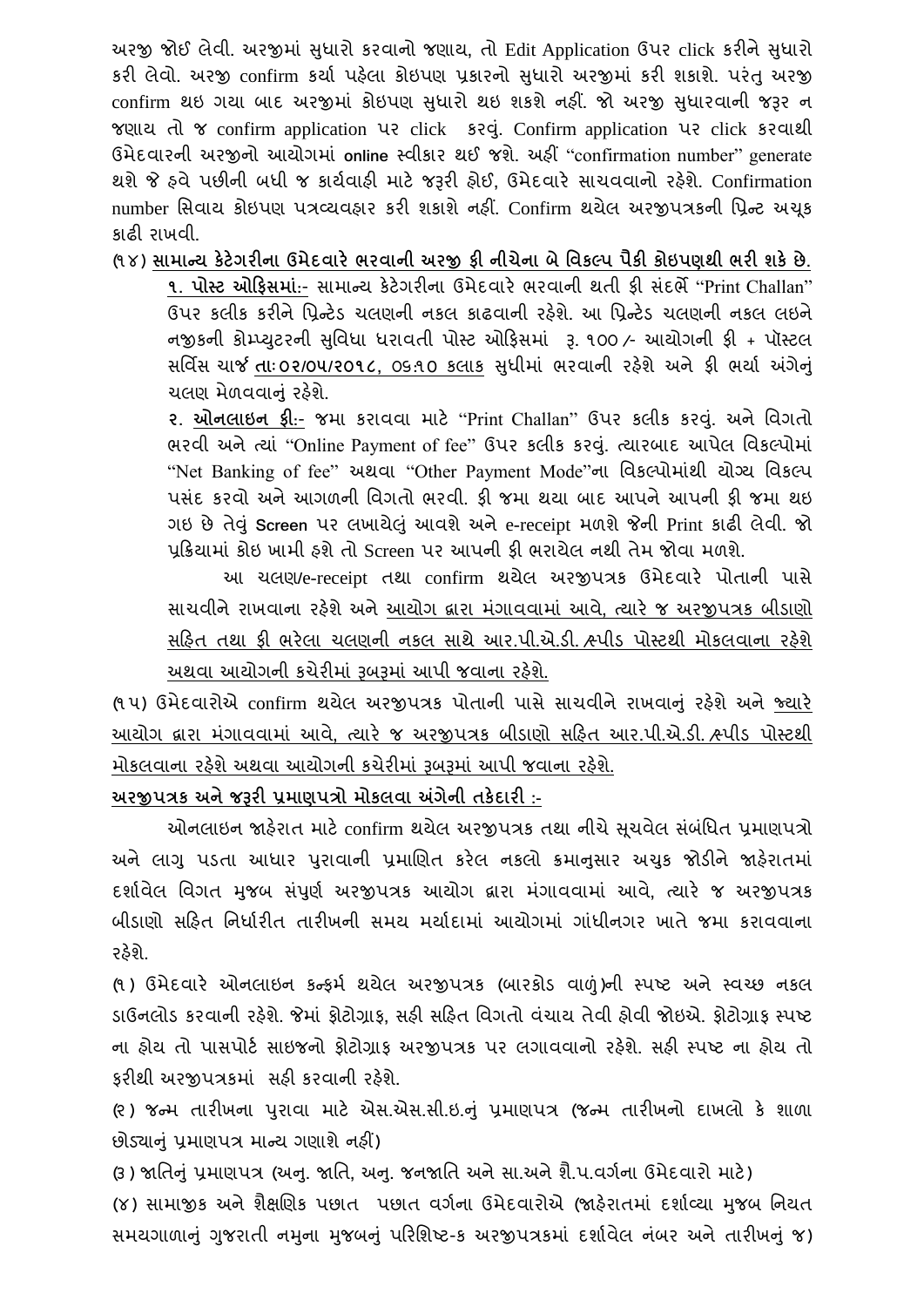અરજી જોઈ લેવી. અરજીમાં સુધારો કરવાનો જણાય, તો Edit Application ઉપર click કરીને સુધારો કરી લેવો. અરજી confirm કર્યા પહેલા કોઇપણ પ્રકારનો સુધારો અરજીમાં કરી શકાશે. પરંતુ અરજી confirm થઇ ગયા બાદ અરજીમાં કોઇપણ સુધારો થઇ શકશે નહીં. જો અરજી સુધારવાની જરૂર ન જણાય તો જ confirm application પર click કરવું. Confirm application પર click કરવાથી ઉમેદવારની અરજીનો આયોગમાં **online** સ્વીકાર થઈ જશે. અહીં "confirmation number" generate થશે જે હવે પછીની બધી જ કાર્યવાહી માટે જરૂરી હોઈ, ઉમેદવારે સાચવવાનો રહેશે. Confirmation number સિવાય કોઇપણ પત્રવ્યવહાર કરી શકાશે નહીં. Confirm થયેલ અરજીપત્રકની પ્રિન્ટ અચૂક કાઢી રાખવી.

(૧૪) **<u>સામાન્ય કેટેગરીના ઉમેદવારે ભરવાની અરજી ફી નીચેના બે વિકલ્પ પૈકી કોઇપણથી ભરી શકે છે.</u>**

**<u>૧. પોસ્ટ ઓફિસમાં:-</u>** સામાન્ય કેટેગરીના ઉમેદવારે ભરવાની થતી ફી સંદર્ભે "Print Challan" ઉપર કલીક કરીને પ્રિન્ટેડ ચલણની નકલ કાઢવાની રહેશે. આ પ્રિન્ટેડ ચલણની નકલ લઇને નજીકની કોમ્પ્યુટરની સુવિધા ધરાવતી પોસ્ટ ઓફિસમાં રૂ. ૧૦૦/- આયોગની ફી + પૉસ્ટલ સર્વિસ ચાર્જ <u>તાઃ૦૨/૦૫/૨૦૧૮, ૦૬:૧૦ કલાક</u> સુધીમાં ભરવાની રહેશે અને ફી ભર્યા અંગેનું ચલણ મેળવવાનું રહેશે.

**<u>૨. ઓનલાઇન ફી:-</u>** જમા કરાવવા માટે "Print Challan" ઉપર કલીક કરવું. અને વિગતો ભરવી અને ત્યાં "Online Payment of fee" ઉપર કલીક કરવું. ત્યારબાદ આપેલ વિકલ્પોમાં "Net Banking of fee" અથવા "Other Payment Mode"ના વિકલ્પોમાંથી યોગ્ય વિકલ્પ પસંદ કરવો અને આગળની વિગતો ભરવી. ફી જમા થયા બાદ આપને આપની ફી જમા થઇ ગઇ છે તેવું **Screen** પર લખાયેલું આવશે અને e-receipt મળશે જેની Print કાઢી લેવી. જો પ્રક્રિયામાં કોઇ ખામી હશે તો Screen પર આપની ફી ભરાયેલ નથી તેમ જોવા મળશે.

આ ચલણ/e-receipt તથા confirm થયેલ અરજીપત્રક ઉમેદવારે પોતાની પાસે સાચવીને રાખવાના રહેશે અને <u>આયોગ દ્વારા મંગાવવામાં આવે, ત્યારે જ અરજીપત્રક બીડાણો સહિત તથા ફી ભરેલા ચલણની નકલ સાથે આર.પી.એ.ડી./સ્પીડ પોસ્ટથી મોકલવાના રહેશે અથવા આયોગની કચેરીમાં રૂબરૂમાં આપી જવાના રહેશે.</u>

(૧૫) ઉમેદવારોએ confirm થયેલ અરજીપત્રક પોતાની પાસે સાચવીને રાખવાનું રહેશે અને <u>જ્યારે આયોગ દ્વારા મંગાવવામાં આવે, ત્યારે જ અરજીપત્રક બીડાણો સહિત આર.પી.એ.ડી./સ્પીડ પોસ્ટથી મોકલવાના રહેશે અથવા આયોગની કચેરીમાં રૂબરૂમાં આપી જવાના રહેશે.</u>

**<u>અરજીપત્રક અને જરૂરી પ્રમાણપત્રો મોકલવા અંગેની તકેદારી :-</u>**

ઓનલાઇન જાહેરાત માટે confirm થયેલ અરજીપત્રક તથા નીચે સૂચવેલ સંબંધિત પ્રમાણપત્રો અને લાગુ પડતા આધાર પુરાવાની પ્રમાણિત કરેલ નકલો ક્રમાનુસાર અચુક જોડીને જાહેરાતમાં દર્શાવેલ વિગત મુજબ સંપૂર્ણ અરજીપત્રક આયોગ દ્વારા મંગાવવામાં આવે, ત્યારે જ અરજીપત્રક બીડાણો સહિત નિર્ધારીત તારીખની સમય મર્યાદામાં આયોગમાં ગાંધીનગર ખાતે જમા કરાવવાના રહેશે.

(૧) ઉમેદવારે ઓનલાઇન કન્ફર્મ થયેલ અરજીપત્રક (બારકોડ વાળું)ની સ્પષ્ટ અને સ્વચ્છ નકલ ડાઉનલોડ કરવાની રહેશે. જેમાં ફોટોગ્રાફ, સહી સહિત વિગતો વંચાય તેવી હોવી જોઇએ. ફોટોગ્રાફ સ્પષ્ટ ના હોય તો પાસપોર્ટ સાઇજનો ફોટોગ્રાફ અરજીપત્રક પર લગાવવાનો રહેશે. સહી સ્પષ્ટ ના હોય તો ફરીથી અરજીપત્રકમાં સહી કરવાની રહેશે.

(૨) જન્મ તારીખના પુરાવા માટે એસ.એસ.સી.ઇ.નું પ્રમાણપત્ર (જન્મ તારીખનો દાખલો કે શાળા છોડ્યાનું પ્રમાણપત્ર માન્ય ગણાશે નહીં)

(૩) જાતિનું પ્રમાણપત્ર (અનુ. જાતિ, અનુ. જનજાતિ અને સા.અને શૈ.પ.વર્ગના ઉમેદવારો માટે)

(૪) સામાજીક અને શૈક્ષણિક પછાત પછાત વર્ગના ઉમેદવારોએ (જાહેરાતમાં દર્શાવ્યા મુજબ નિયત સમયગાળાનું ગુજરાતી નમુના મુજબનું પરિશિષ્ટ-ક અરજીપત્રકમાં દર્શાવેલ નંબર અને તારીખનું જ)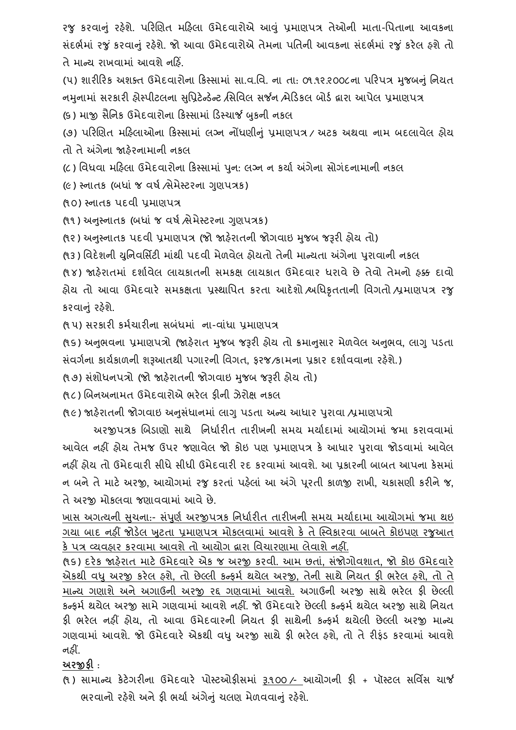રજુ કરવાનું રહેશે. પરિણિત મહિલા ઉમેદવારોએ આવું પ્રમાણપત્ર તેઓની માતા-પિતાના આવકના સંદર્ભમાં રજુ કરવાનું રહેશે. જો આવા ઉમેદવારોએ તેમના પતિની આવકના સંદર્ભમાં રજુ કરેલ હશે તો તે માન્ય રાખવામાં આવશે નહિં.

(૫) શારીરિક અશક્ત ઉમેદવારોના કિસ્સામાં સા.વ.વિ. ના તા: ૦૧.૧૨.૨૦૦૮ના પરિપત્ર મુજબનું નિયત નમુનામાં સરકારી હોસ્પીટલના સુપ્રિટેન્ડેન્ટ /સિવિલ સર્જન /મેડિકલ બોર્ડ દ્વારા આપેલ પ્રમાણપત્ર

(૬) માજી સૈનિક ઉમેદવારોના કિસ્સામાં ડિસ્ચાર્જ બુકની નકલ

(૭) પરિણિત મહિલાઓના કિસ્સામાં લગ્ન નોંધણીનું પ્રમાણપત્ર / અટક અથવા નામ બદલાવેલ હોય તો તે અંગેના જાહેરનામાની નકલ

(૮) વિધવા મહિલા ઉમેદવારોના કિસ્સામાં પુન: લગ્ન ન કર્યા અંગેના સોગંદનામાની નકલ

(૯) સ્નાતક (બધાં જ વર્ષ /સેમેસ્ટરના ગુણપત્રક)

(૧૦) સ્નાતક પદવી પ્રમાણપત્ર

(૧૧) અનુસ્નાતક (બધાં જ વર્ષ /સેમેસ્ટરના ગુણપત્રક)

(૧૨) અનુસ્નાતક પદવી પ્રમાણપત્ર (જો જાહેરાતની જોગવાઇ મુજબ જરૂરી હોય તો)

(૧૩) વિદેશની યુનિવર્સિટી માંથી પદવી મેળવેલ હોયતો તેની માન્યતા અંગેના પુરાવાની નકલ

(૧૪) જાહેરાતમાં દર્શાવેલ લાયકાતની સમકક્ષ લાયકાત ઉમેદવાર ધરાવે છે તેવો તેમનો હક્ક દાવો હોય તો આવા ઉમેદવારે સમકક્ષતા પ્રસ્થાપિત કરતા આદેશો /અધિકૃતતાની વિગતો /પ્રમાણપત્ર રજુ કરવાનું રહેશે.

(૧૫) સરકારી કર્મચારીના સબંધમાં ના-વાંધા પ્રમાણપત્ર

(૧૬) અનુભવના પ્રમાણપત્રો (જાહેરાત મુજબ જરૂરી હોય તો ક્રમાનુસાર મેળવેલ અનુભવ, લાગુ પડતા સંવર્ગના કાર્યકાળની શરૂઆતથી પગારની વિગત, ફરજ/કામના પ્રકાર દર્શાવવાના રહેશે.)

(૧૭) સંશોધનપત્રો (જો જાહેરાતની જોગવાઇ મુજબ જરૂરી હોય તો)

(૧૮) બિનઅનામત ઉમેદવારોએ ભરેલ ફીની ઝેરોક્ષ નકલ

(૧૯) જાહેરાતની જોગવાઇ અનુસંધાનમાં લાગુ પડતા અન્ય આધાર પુરાવા /પ્રમાણપત્રો

અરજીપત્રક બિડાણો સાથે નિર્ધારીત તારીખની સમય મર્યાદામાં આયોગમાં જમા કરાવવામાં આવેલ નહીં હોય તેમજ ઉપર જણાવેલ જો કોઇ પણ પ્રમાણપત્ર કે આધાર પુરાવા જોડવામાં આવેલ નહીં હોય તો ઉમેદવારી સીધે સીધી ઉમેદવારી રદ કરવામાં આવશે. આ પ્રકારની બાબત આપના કેસમાં ન બને તે માટે અરજી, આયોગમાં રજુ કરતાં પહેલાં આ અંગે પૂરતી કાળજી રાખી, ચકાસણી કરીને જ, તે અરજી મોકલવા જણાવવામાં આવે છે.

<u>ખાસ અગત્યની સુચના:- સંપુર્ણ અરજીપત્રક નિર્ધારીત તારીખની સમય મર્યાદામા આયોગમાં જમા થઇ ગયા બાદ નહીં જોડેલ ખુટતા પ્રમાણપત્ર મોકલવામાં આવશે કે તે સ્વિકારવા બાબતે કોઇપણ રજુઆત કે પત્ર વ્યવહાર કરવામા આવશે તો આયોગ દ્વારા વિચારણામા લેવાશે નહીં.</u>

(૧૬) <u>દરેક જાહેરાત માટે ઉમેદવારે એક જ અરજી કરવી. આમ છતાં, સંજોગોવશાત, જો કોઇ ઉમેદવારે એકથી વધુ અરજી કરેલ હશે, તો છેલ્લી કન્ફર્મ થયેલ અરજી, તેની સાથે નિયત ફી ભરેલ હશે, તો તે માન્ય ગણાશે અને અગાઉની અરજી રદ્દ ગણવામાં આવશે.</u> અગાઉની અરજી સાથે ભરેલ ફી છેલ્લી કન્ફર્મ થયેલ અરજી સામે ગણવામાં આવશે નહીં. જો ઉમેદવારે છેલ્લી કન્ફર્મ થયેલ અરજી સાથે નિયત ફી ભરેલ નહીં હોય, તો આવા ઉમેદવારની નિયત ફી સાથેની કન્ફર્મ થયેલી છેલ્લી અરજી માન્ય ગણવામાં આવશે. જો ઉમેદવારે એકથી વધુ અરજી સાથે ફી ભરેલ હશે, તો તે રીફંડ કરવામાં આવશે નહીં.

**<u>અરજીફી</u>** :

(૧) સામાન્ય કેટેગરીના ઉમેદવારે પોસ્ટઓફીસમાં <u>રૂ.૧૦૦/-</u> આયોગની ફી + પૉસ્ટલ સર્વિસ ચાર્જ ભરવાનો રહેશે અને ફી ભર્યા અંગેનું ચલણ મેળવવાનું રહેશે.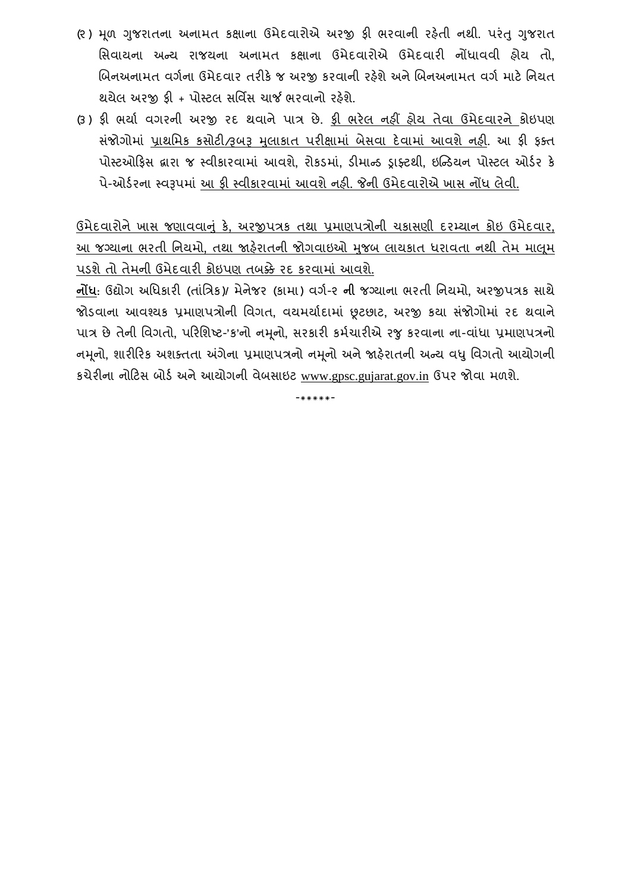(૨) મૂળ ગુજરાતના અનામત કક્ષાના ઉમેદવારોએ અરજી ફી ભરવાની રહેતી નથી. પરંતુ ગુજરાત સિવાયના અન્ય રાજયના અનામત કક્ષાના ઉમેદવારોએ ઉમેદવારી નોંધાવવી હોય તો, બિનઅનામત વર્ગના ઉમેદવાર તરીકે જ અરજી કરવાની રહેશે અને બિનઅનામત વર્ગ માટે નિયત થયેલ અરજી ફી + પોસ્ટલ સર્વિસ ચાર્જ ભરવાનો રહેશે.

(૩) ફી ભર્યા વગરની અરજી રદ થવાને પાત્ર છે. <u>ફી ભરેલ નહીં હોય તેવા ઉમેદવારને </u>કોઇપણ સંજોગોમાં <u>પ્રાથમિક કસોટી/રૂબરૂ મુલાકાત પરીક્ષામાં બેસવા દેવામાં આવશે નહી</u>. આ ફી ફક્ત પોસ્ટઓફિસ દ્વારા જ સ્વીકારવામાં આવશે, રોકડમાં, ડીમાન્ડ ડ્રાફ્ટથી, ઇન્ડિયન પોસ્ટલ ઓર્ડર કે પે-ઓર્ડરના સ્વરૂપમાં <u>આ ફી સ્વીકારવામાં આવશે નહી. જેની ઉમેદવારોએ ખાસ નોંધ લેવી.</u>

<u>ઉમેદવારોને ખાસ જણાવવાનું કે, અરજીપત્રક તથા પ્રમાણપત્રોની ચકાસણી દરમ્યાન કોઇ ઉમેદવાર, આ જગ્યાના ભરતી નિયમો, તથા જાહેરાતની જોગવાઇઓ મુજબ લાયકાત ધરાવતા નથી તેમ માલૂમ પડશે તો તેમની ઉમેદવારી કોઇપણ તબક્કે રદ કરવામાં આવશે.</u>

**<u>નોંધ</u>**: ઉદ્યોગ અધિકારી (તાંત્રિક)/ મેનેજર (કામા) વર્ગ-૨ **ની** જગ્યાના ભરતી નિયમો, અરજીપત્રક સાથે જોડવાના આવશ્યક પ્રમાણપત્રોની વિગત, વયમર્યાદામાં છૂટછાટ, અરજી કયા સંજોગોમાં રદ થવાને પાત્ર છે તેની વિગતો, પરિશિષ્ટ-'ક'નો નમૂનો, સરકારી કર્મચારીએ રજુ કરવાના ના-વાંધા પ્રમાણપત્રનો નમૂનો, શારીરિક અશક્તતા અંગેના પ્રમાણપત્રનો નમૂનો અને જાહેરાતની અન્ય વધુ વિગતો આયોગની કચેરીના નોટિસ બોર્ડ અને આયોગની વેબસાઇટ <u>www.gpsc.gujarat.gov.in</u> ઉપર જોવા મળશે.

-*****-